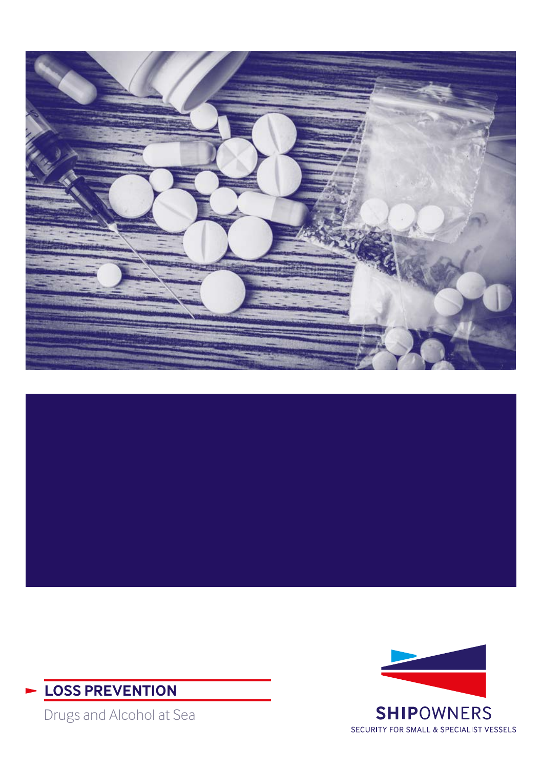**LOSS PREVENTION**

Drugs and Alcohol at Sea

**SHIPOWNERS**

SECURITY FOR SMALL & SPECIALIST VESSELS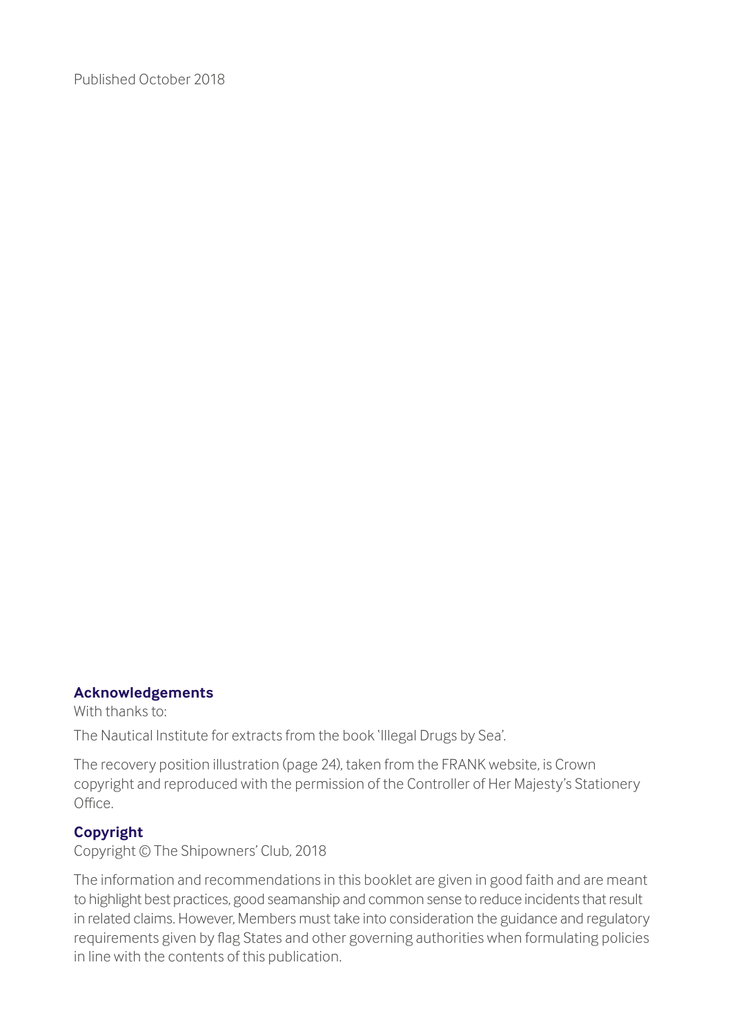Published October 2018

**Acknowledgements**

With thanks to:

The Nautical Institute for extracts from the book 'Illegal Drugs by Sea'.

The recovery position illustration (page 24), taken from the FRANK website, is Crown copyright and reproduced with the permission of the Controller of Her Majesty's Stationery Office.

**Copyright**

Copyright © The Shipowners' Club, 2018

The information and recommendations in this booklet are given in good faith and are meant to highlight best practices, good seamanship and common sense to reduce incidents that result in related claims. However, Members must take into consideration the guidance and regulatory requirements given by flag States and other governing authorities when formulating policies in line with the contents of this publication.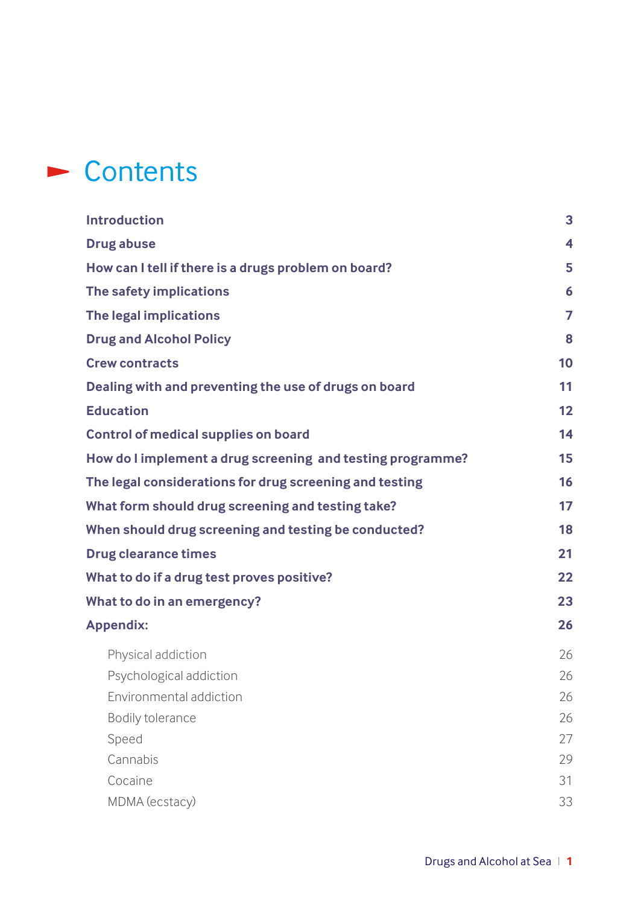# Contents

| | |
|---|---|
| **Introduction** | **3** |
| **Drug abuse** | **4** |
| **How can I tell if there is a drugs problem on board?** | **5** |
| **The safety implications** | **6** |
| **The legal implications** | **7** |
| **Drug and Alcohol Policy** | **8** |
| **Crew contracts** | **10** |
| **Dealing with and preventing the use of drugs on board** | **11** |
| **Education** | **12** |
| **Control of medical supplies on board** | **14** |
| **How do I implement a drug screening and testing programme?** | **15** |
| **The legal considerations for drug screening and testing** | **16** |
| **What form should drug screening and testing take?** | **17** |
| **When should drug screening and testing be conducted?** | **18** |
| **Drug clearance times** | **21** |
| **What to do if a drug test proves positive?** | **22** |
| **What to do in an emergency?** | **23** |
| **Appendix:** | **26** |
| Physical addiction | 26 |
| Psychological addiction | 26 |
| Environmental addiction | 26 |
| Bodily tolerance | 26 |
| Speed | 27 |
| Cannabis | 29 |
| Cocaine | 31 |
| MDMA (ecstacy) | 33 |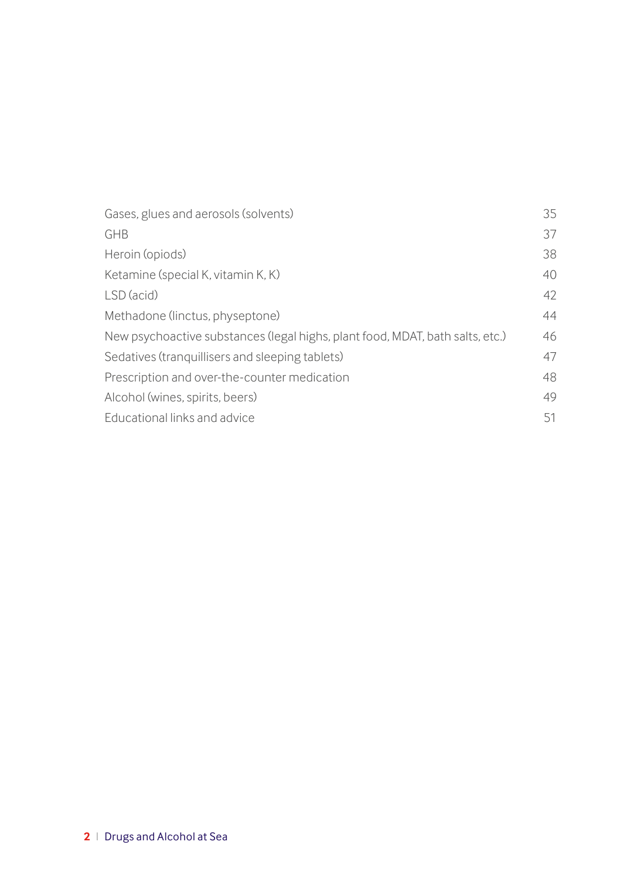| | |
|---|---|
| Gases, glues and aerosols (solvents) | 35 |
| GHB | 37 |
| Heroin (opiods) | 38 |
| Ketamine (special K, vitamin K, K) | 40 |
| LSD (acid) | 42 |
| Methadone (linctus, physeptone) | 44 |
| New psychoactive substances (legal highs, plant food, MDAT, bath salts, etc.) | 46 |
| Sedatives (tranquillisers and sleeping tablets) | 47 |
| Prescription and over-the-counter medication | 48 |
| Alcohol (wines, spirits, beers) | 49 |
| Educational links and advice | 51 |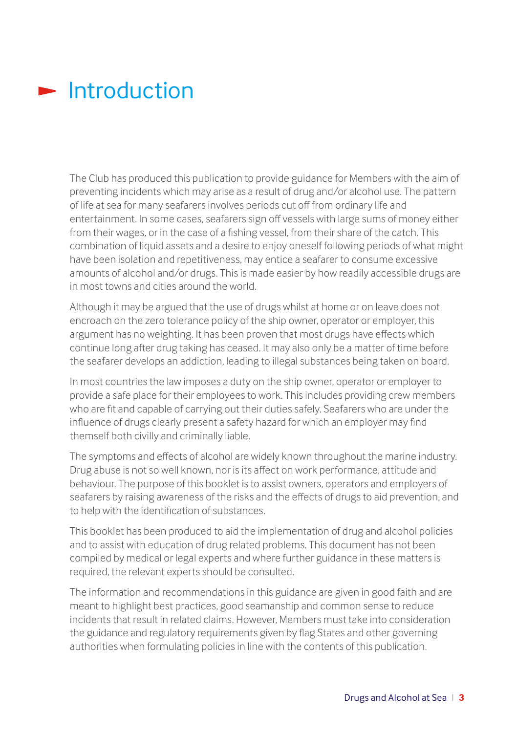# Introduction

The Club has produced this publication to provide guidance for Members with the aim of preventing incidents which may arise as a result of drug and/or alcohol use. The pattern of life at sea for many seafarers involves periods cut off from ordinary life and entertainment. In some cases, seafarers sign off vessels with large sums of money either from their wages, or in the case of a fishing vessel, from their share of the catch. This combination of liquid assets and a desire to enjoy oneself following periods of what might have been isolation and repetitiveness, may entice a seafarer to consume excessive amounts of alcohol and/or drugs. This is made easier by how readily accessible drugs are in most towns and cities around the world.

Although it may be argued that the use of drugs whilst at home or on leave does not encroach on the zero tolerance policy of the ship owner, operator or employer, this argument has no weighting. It has been proven that most drugs have effects which continue long after drug taking has ceased. It may also only be a matter of time before the seafarer develops an addiction, leading to illegal substances being taken on board.

In most countries the law imposes a duty on the ship owner, operator or employer to provide a safe place for their employees to work. This includes providing crew members who are fit and capable of carrying out their duties safely. Seafarers who are under the influence of drugs clearly present a safety hazard for which an employer may find themself both civilly and criminally liable.

The symptoms and effects of alcohol are widely known throughout the marine industry. Drug abuse is not so well known, nor is its affect on work performance, attitude and behaviour. The purpose of this booklet is to assist owners, operators and employers of seafarers by raising awareness of the risks and the effects of drugs to aid prevention, and to help with the identification of substances.

This booklet has been produced to aid the implementation of drug and alcohol policies and to assist with education of drug related problems. This document has not been compiled by medical or legal experts and where further guidance in these matters is required, the relevant experts should be consulted.

The information and recommendations in this guidance are given in good faith and are meant to highlight best practices, good seamanship and common sense to reduce incidents that result in related claims. However, Members must take into consideration the guidance and regulatory requirements given by flag States and other governing authorities when formulating policies in line with the contents of this publication.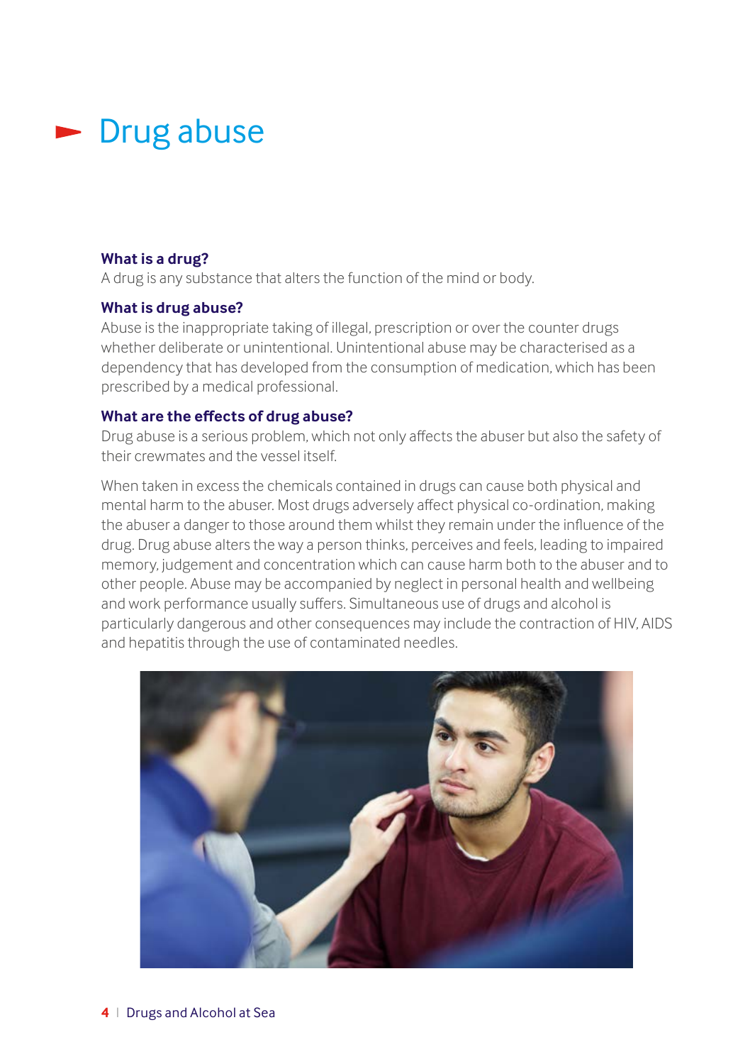# Drug abuse

### What is a drug?

A drug is any substance that alters the function of the mind or body.

### What is drug abuse?

Abuse is the inappropriate taking of illegal, prescription or over the counter drugs whether deliberate or unintentional. Unintentional abuse may be characterised as a dependency that has developed from the consumption of medication, which has been prescribed by a medical professional.

### What are the effects of drug abuse?

Drug abuse is a serious problem, which not only affects the abuser but also the safety of their crewmates and the vessel itself.

When taken in excess the chemicals contained in drugs can cause both physical and mental harm to the abuser. Most drugs adversely affect physical co-ordination, making the abuser a danger to those around them whilst they remain under the influence of the drug. Drug abuse alters the way a person thinks, perceives and feels, leading to impaired memory, judgement and concentration which can cause harm both to the abuser and to other people. Abuse may be accompanied by neglect in personal health and wellbeing and work performance usually suffers. Simultaneous use of drugs and alcohol is particularly dangerous and other consequences may include the contraction of HIV, AIDS and hepatitis through the use of contaminated needles.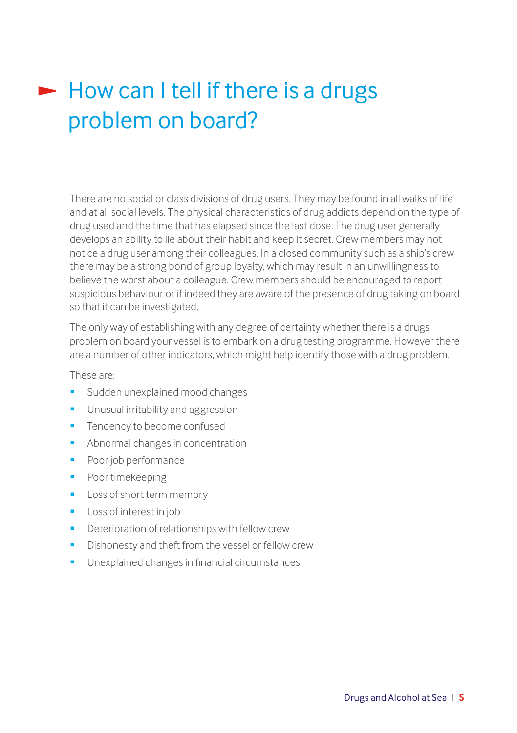# How can I tell if there is a drugs problem on board?

There are no social or class divisions of drug users. They may be found in all walks of life and at all social levels. The physical characteristics of drug addicts depend on the type of drug used and the time that has elapsed since the last dose. The drug user generally develops an ability to lie about their habit and keep it secret. Crew members may not notice a drug user among their colleagues. In a closed community such as a ship's crew there may be a strong bond of group loyalty, which may result in an unwillingness to believe the worst about a colleague. Crew members should be encouraged to report suspicious behaviour or if indeed they are aware of the presence of drug taking on board so that it can be investigated.

The only way of establishing with any degree of certainty whether there is a drugs problem on board your vessel is to embark on a drug testing programme. However there are a number of other indicators, which might help identify those with a drug problem.

These are:

- Sudden unexplained mood changes
- Unusual irritability and aggression
- Tendency to become confused
- Abnormal changes in concentration
- Poor job performance
- Poor timekeeping
- Loss of short term memory
- Loss of interest in job
- Deterioration of relationships with fellow crew
- Dishonesty and theft from the vessel or fellow crew
- Unexplained changes in financial circumstances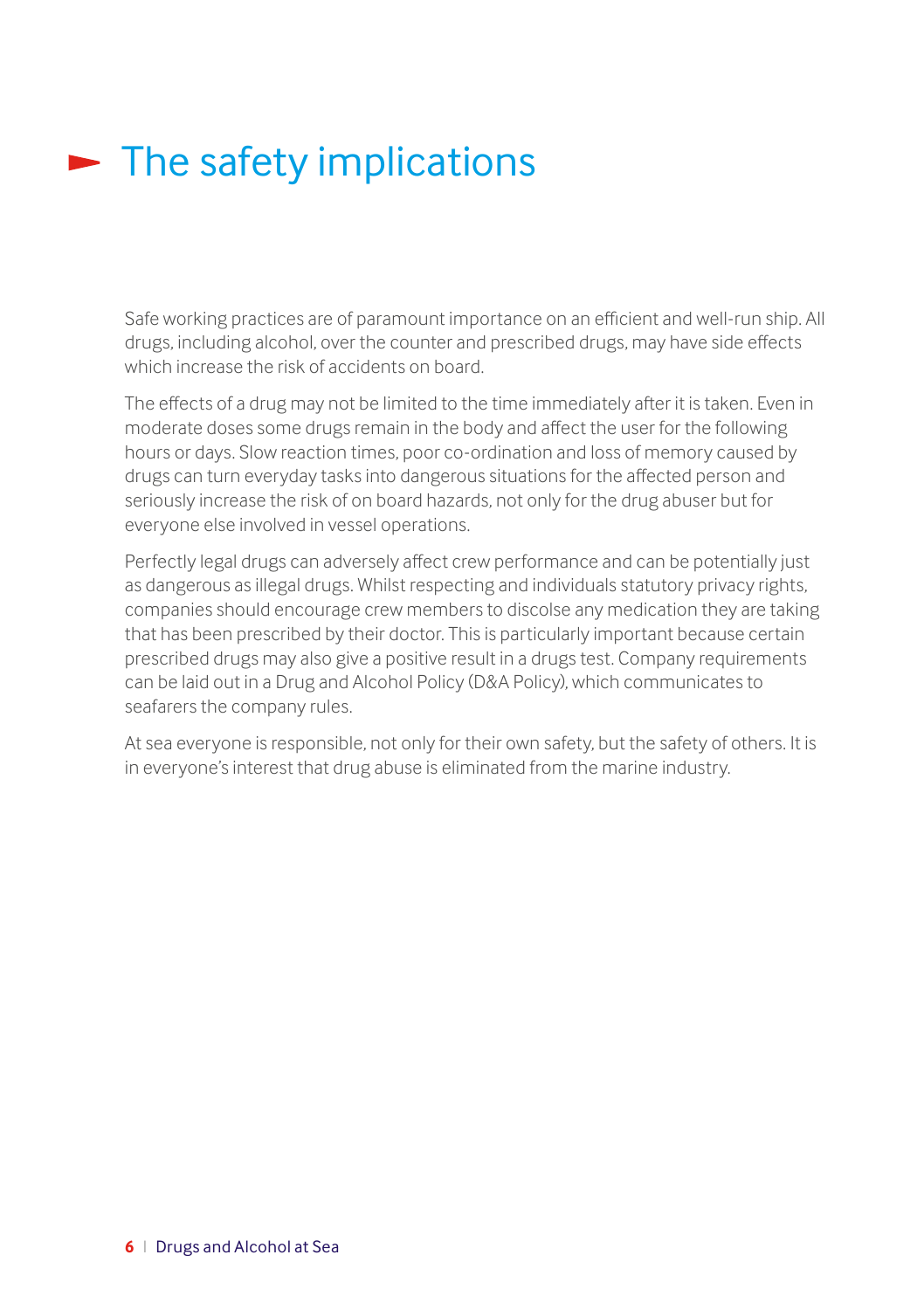# The safety implications

Safe working practices are of paramount importance on an efficient and well-run ship. All drugs, including alcohol, over the counter and prescribed drugs, may have side effects which increase the risk of accidents on board.

The effects of a drug may not be limited to the time immediately after it is taken. Even in moderate doses some drugs remain in the body and affect the user for the following hours or days. Slow reaction times, poor co-ordination and loss of memory caused by drugs can turn everyday tasks into dangerous situations for the affected person and seriously increase the risk of on board hazards, not only for the drug abuser but for everyone else involved in vessel operations.

Perfectly legal drugs can adversely affect crew performance and can be potentially just as dangerous as illegal drugs. Whilst respecting and individuals statutory privacy rights, companies should encourage crew members to discolse any medication they are taking that has been prescribed by their doctor. This is particularly important because certain prescribed drugs may also give a positive result in a drugs test. Company requirements can be laid out in a Drug and Alcohol Policy (D&A Policy), which communicates to seafarers the company rules.

At sea everyone is responsible, not only for their own safety, but the safety of others. It is in everyone's interest that drug abuse is eliminated from the marine industry.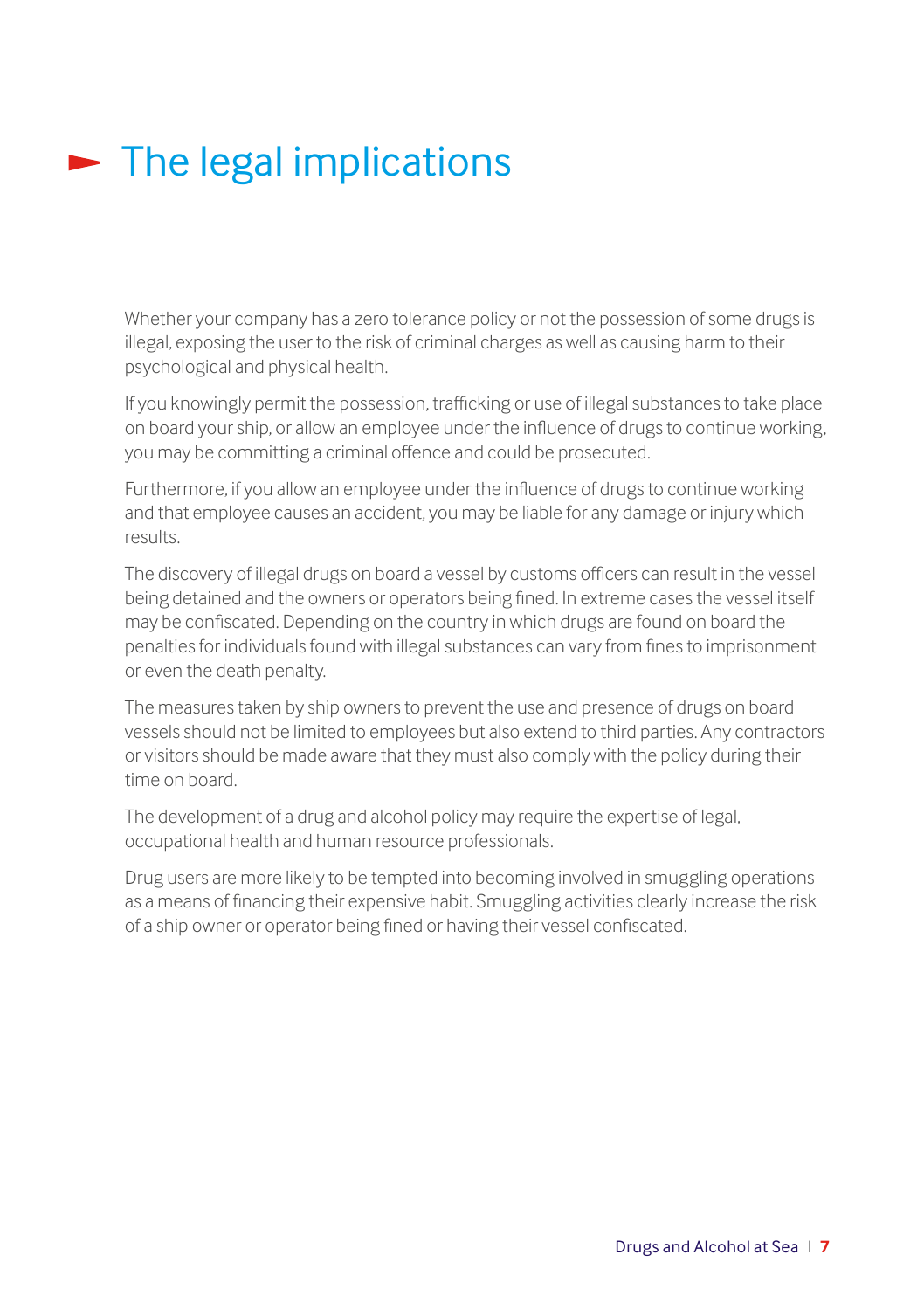# The legal implications

Whether your company has a zero tolerance policy or not the possession of some drugs is illegal, exposing the user to the risk of criminal charges as well as causing harm to their psychological and physical health.

If you knowingly permit the possession, trafficking or use of illegal substances to take place on board your ship, or allow an employee under the influence of drugs to continue working, you may be committing a criminal offence and could be prosecuted.

Furthermore, if you allow an employee under the influence of drugs to continue working and that employee causes an accident, you may be liable for any damage or injury which results.

The discovery of illegal drugs on board a vessel by customs officers can result in the vessel being detained and the owners or operators being fined. In extreme cases the vessel itself may be confiscated. Depending on the country in which drugs are found on board the penalties for individuals found with illegal substances can vary from fines to imprisonment or even the death penalty.

The measures taken by ship owners to prevent the use and presence of drugs on board vessels should not be limited to employees but also extend to third parties. Any contractors or visitors should be made aware that they must also comply with the policy during their time on board.

The development of a drug and alcohol policy may require the expertise of legal, occupational health and human resource professionals.

Drug users are more likely to be tempted into becoming involved in smuggling operations as a means of financing their expensive habit. Smuggling activities clearly increase the risk of a ship owner or operator being fined or having their vessel confiscated.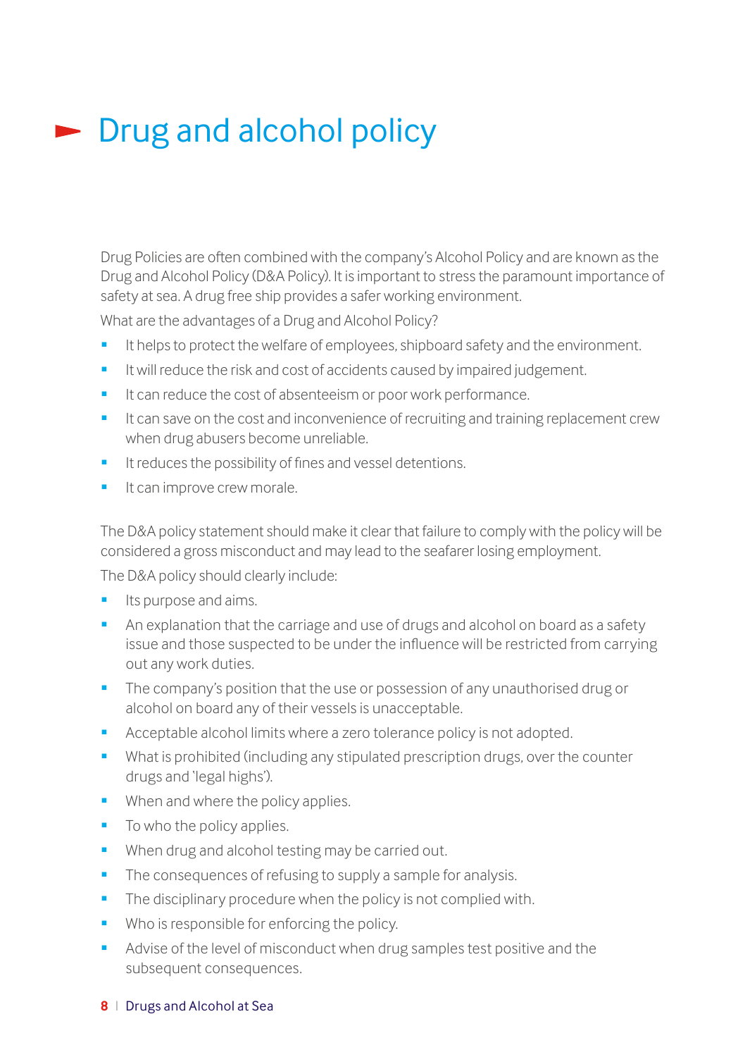# Drug and alcohol policy

Drug Policies are often combined with the company's Alcohol Policy and are known as the Drug and Alcohol Policy (D&A Policy). It is important to stress the paramount importance of safety at sea. A drug free ship provides a safer working environment.

What are the advantages of a Drug and Alcohol Policy?

- It helps to protect the welfare of employees, shipboard safety and the environment.
- It will reduce the risk and cost of accidents caused by impaired judgement.
- It can reduce the cost of absenteeism or poor work performance.
- It can save on the cost and inconvenience of recruiting and training replacement crew when drug abusers become unreliable.
- It reduces the possibility of fines and vessel detentions.
- It can improve crew morale.

The D&A policy statement should make it clear that failure to comply with the policy will be considered a gross misconduct and may lead to the seafarer losing employment.

The D&A policy should clearly include:

- Its purpose and aims.
- An explanation that the carriage and use of drugs and alcohol on board as a safety issue and those suspected to be under the influence will be restricted from carrying out any work duties.
- The company's position that the use or possession of any unauthorised drug or alcohol on board any of their vessels is unacceptable.
- Acceptable alcohol limits where a zero tolerance policy is not adopted.
- What is prohibited (including any stipulated prescription drugs, over the counter drugs and 'legal highs').
- When and where the policy applies.
- To who the policy applies.
- When drug and alcohol testing may be carried out.
- The consequences of refusing to supply a sample for analysis.
- The disciplinary procedure when the policy is not complied with.
- Who is responsible for enforcing the policy.
- Advise of the level of misconduct when drug samples test positive and the subsequent consequences.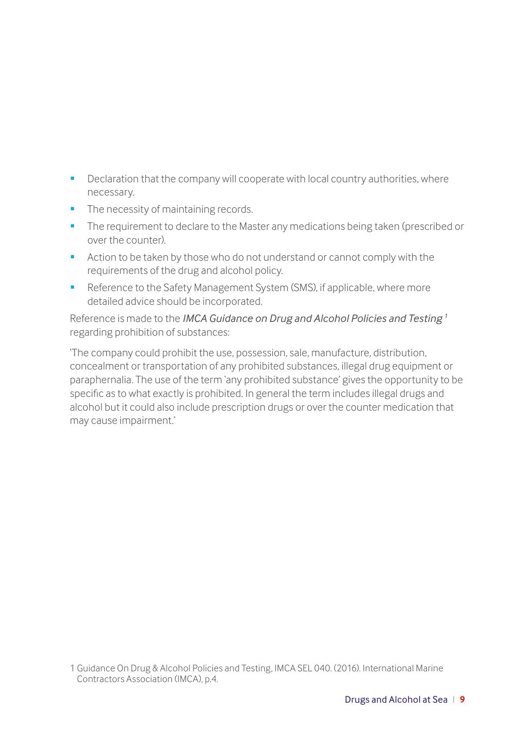- Declaration that the company will cooperate with local country authorities, where necessary.
- The necessity of maintaining records.
- The requirement to declare to the Master any medications being taken (prescribed or over the counter).
- Action to be taken by those who do not understand or cannot comply with the requirements of the drug and alcohol policy.
- Reference to the Safety Management System (SMS), if applicable, where more detailed advice should be incorporated.

Reference is made to the *IMCA Guidance on Drug and Alcohol Policies and Testing* [1] regarding prohibition of substances:

'The company could prohibit the use, possession, sale, manufacture, distribution, concealment or transportation of any prohibited substances, illegal drug equipment or paraphernalia. The use of the term 'any prohibited substance' gives the opportunity to be specific as to what exactly is prohibited. In general the term includes illegal drugs and alcohol but it could also include prescription drugs or over the counter medication that may cause impairment.'

1 Guidance On Drug & Alcohol Policies and Testing, IMCA SEL 040. (2016). International Marine Contractors Association (IMCA), p.4.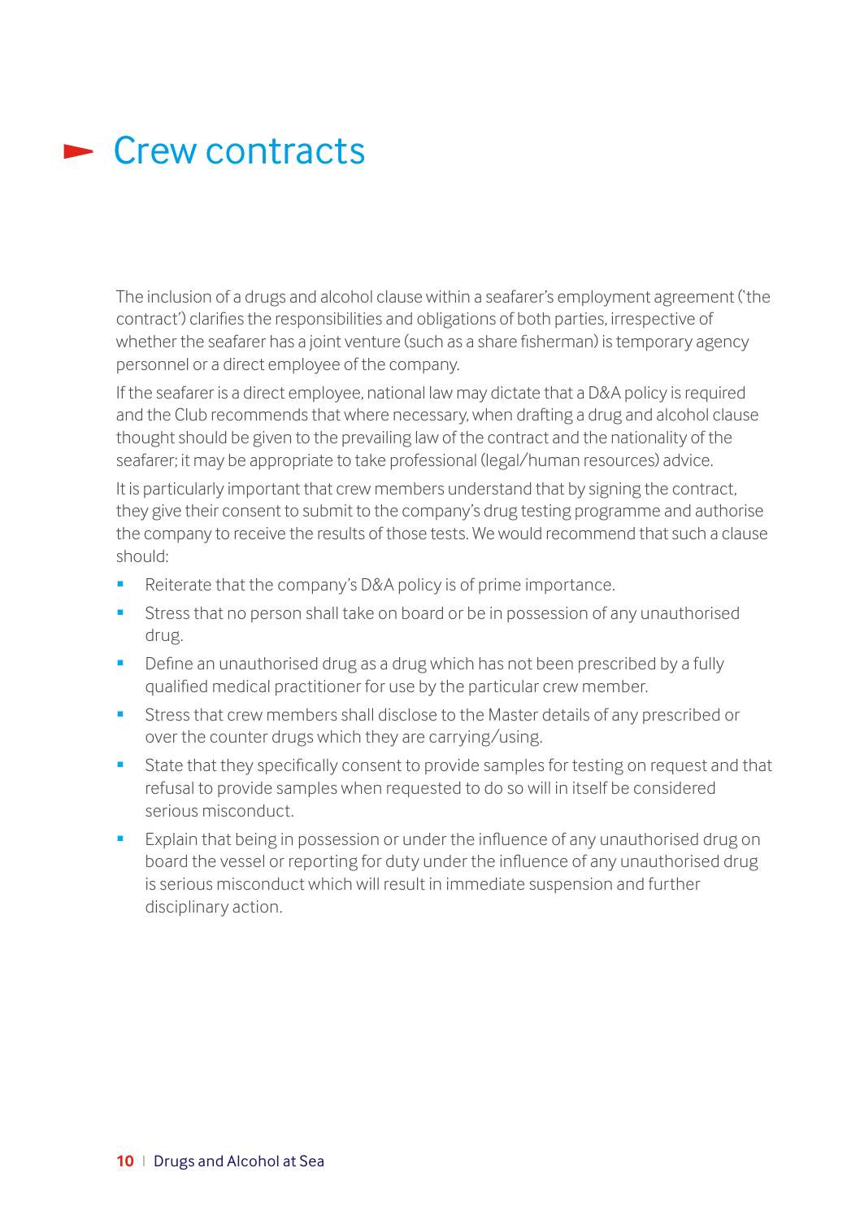# Crew contracts

The inclusion of a drugs and alcohol clause within a seafarer's employment agreement ('the contract') clarifies the responsibilities and obligations of both parties, irrespective of whether the seafarer has a joint venture (such as a share fisherman) is temporary agency personnel or a direct employee of the company.

If the seafarer is a direct employee, national law may dictate that a D&A policy is required and the Club recommends that where necessary, when drafting a drug and alcohol clause thought should be given to the prevailing law of the contract and the nationality of the seafarer; it may be appropriate to take professional (legal/human resources) advice.

It is particularly important that crew members understand that by signing the contract, they give their consent to submit to the company's drug testing programme and authorise the company to receive the results of those tests. We would recommend that such a clause should:

- Reiterate that the company's D&A policy is of prime importance.
- Stress that no person shall take on board or be in possession of any unauthorised drug.
- Define an unauthorised drug as a drug which has not been prescribed by a fully qualified medical practitioner for use by the particular crew member.
- Stress that crew members shall disclose to the Master details of any prescribed or over the counter drugs which they are carrying/using.
- State that they specifically consent to provide samples for testing on request and that refusal to provide samples when requested to do so will in itself be considered serious misconduct.
- Explain that being in possession or under the influence of any unauthorised drug on board the vessel or reporting for duty under the influence of any unauthorised drug is serious misconduct which will result in immediate suspension and further disciplinary action.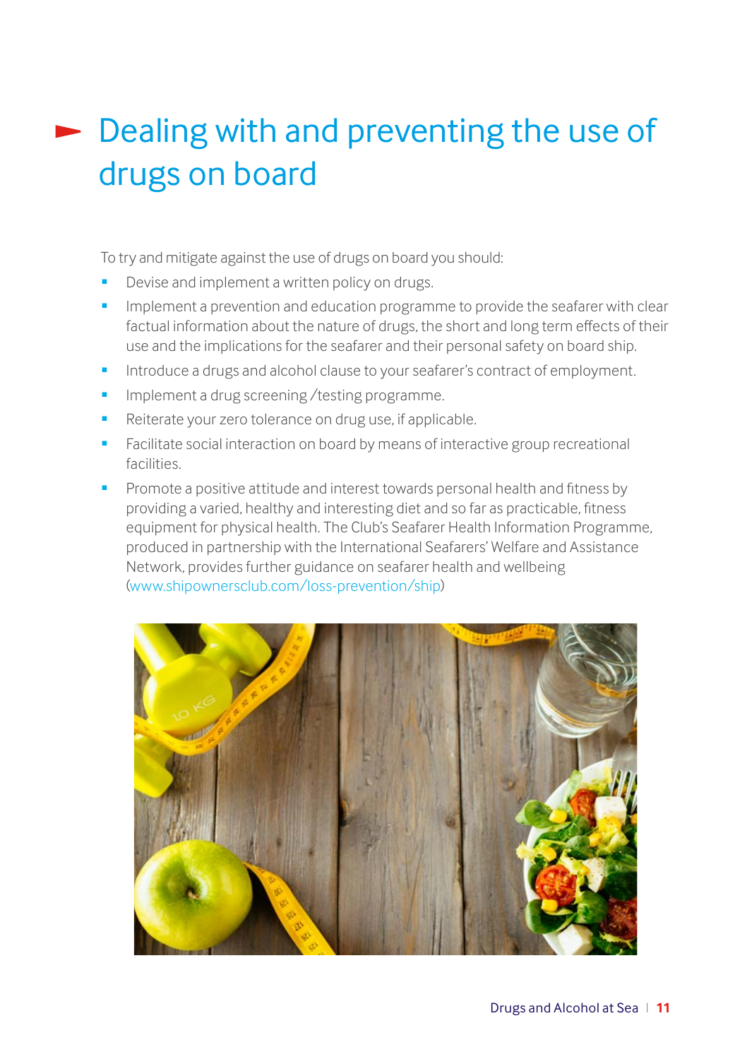# Dealing with and preventing the use of drugs on board

To try and mitigate against the use of drugs on board you should:

- Devise and implement a written policy on drugs.
- Implement a prevention and education programme to provide the seafarer with clear factual information about the nature of drugs, the short and long term effects of their use and the implications for the seafarer and their personal safety on board ship.
- Introduce a drugs and alcohol clause to your seafarer's contract of employment.
- Implement a drug screening /testing programme.
- Reiterate your zero tolerance on drug use, if applicable.
- Facilitate social interaction on board by means of interactive group recreational facilities.
- Promote a positive attitude and interest towards personal health and fitness by providing a varied, healthy and interesting diet and so far as practicable, fitness equipment for physical health. The Club's Seafarer Health Information Programme, produced in partnership with the International Seafarers' Welfare and Assistance Network, provides further guidance on seafarer health and wellbeing (www.shipownersclub.com/loss-prevention/ship)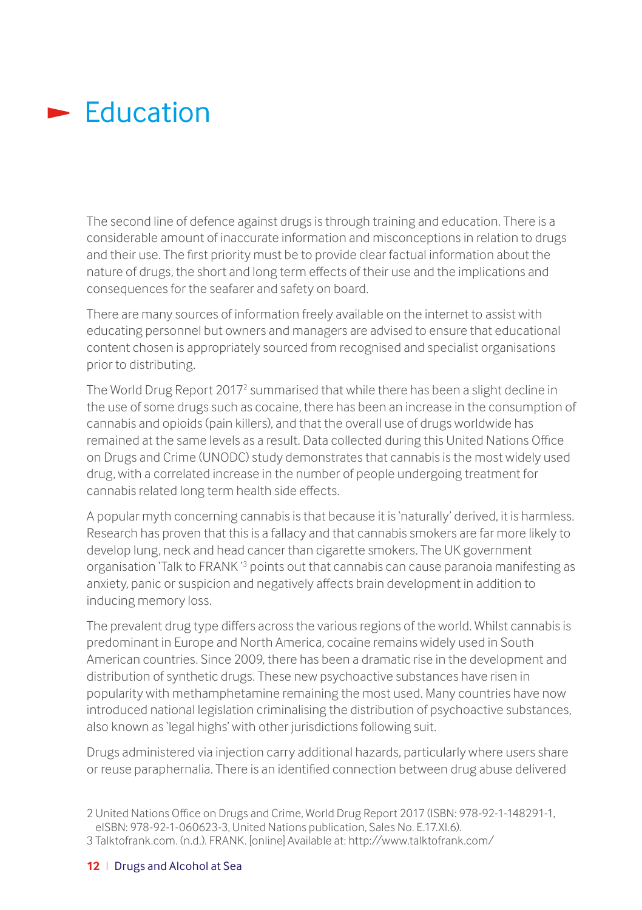# Education

The second line of defence against drugs is through training and education. There is a considerable amount of inaccurate information and misconceptions in relation to drugs and their use. The first priority must be to provide clear factual information about the nature of drugs, the short and long term effects of their use and the implications and consequences for the seafarer and safety on board.

There are many sources of information freely available on the internet to assist with educating personnel but owners and managers are advised to ensure that educational content chosen is appropriately sourced from recognised and specialist organisations prior to distributing.

The World Drug Report 2017[2] summarised that while there has been a slight decline in the use of some drugs such as cocaine, there has been an increase in the consumption of cannabis and opioids (pain killers), and that the overall use of drugs worldwide has remained at the same levels as a result. Data collected during this United Nations Office on Drugs and Crime (UNODC) study demonstrates that cannabis is the most widely used drug, with a correlated increase in the number of people undergoing treatment for cannabis related long term health side effects.

A popular myth concerning cannabis is that because it is 'naturally' derived, it is harmless. Research has proven that this is a fallacy and that cannabis smokers are far more likely to develop lung, neck and head cancer than cigarette smokers. The UK government organisation 'Talk to FRANK'[3] points out that cannabis can cause paranoia manifesting as anxiety, panic or suspicion and negatively affects brain development in addition to inducing memory loss.

The prevalent drug type differs across the various regions of the world. Whilst cannabis is predominant in Europe and North America, cocaine remains widely used in South American countries. Since 2009, there has been a dramatic rise in the development and distribution of synthetic drugs. These new psychoactive substances have risen in popularity with methamphetamine remaining the most used. Many countries have now introduced national legislation criminalising the distribution of psychoactive substances, also known as 'legal highs' with other jurisdictions following suit.

Drugs administered via injection carry additional hazards, particularly where users share or reuse paraphernalia. There is an identified connection between drug abuse delivered

2 United Nations Office on Drugs and Crime, World Drug Report 2017 (ISBN: 978-92-1-148291-1, eISBN: 978-92-1-060623-3, United Nations publication, Sales No. E.17.XI.6).

3 Talktofrank.com. (n.d.). FRANK. [online] Available at: http://www.talktofrank.com/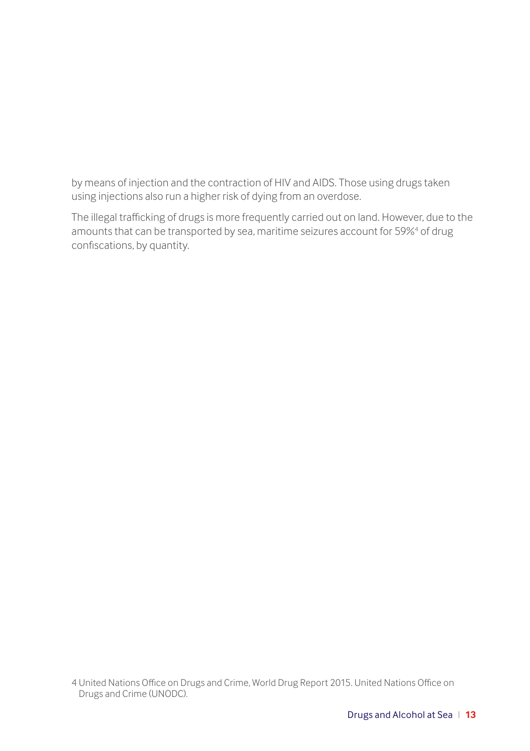by means of injection and the contraction of HIV and AIDS. Those using drugs taken using injections also run a higher risk of dying from an overdose.

The illegal trafficking of drugs is more frequently carried out on land. However, due to the amounts that can be transported by sea, maritime seizures account for 59%[4] of drug confiscations, by quantity.

4 United Nations Office on Drugs and Crime, World Drug Report 2015. United Nations Office on Drugs and Crime (UNODC).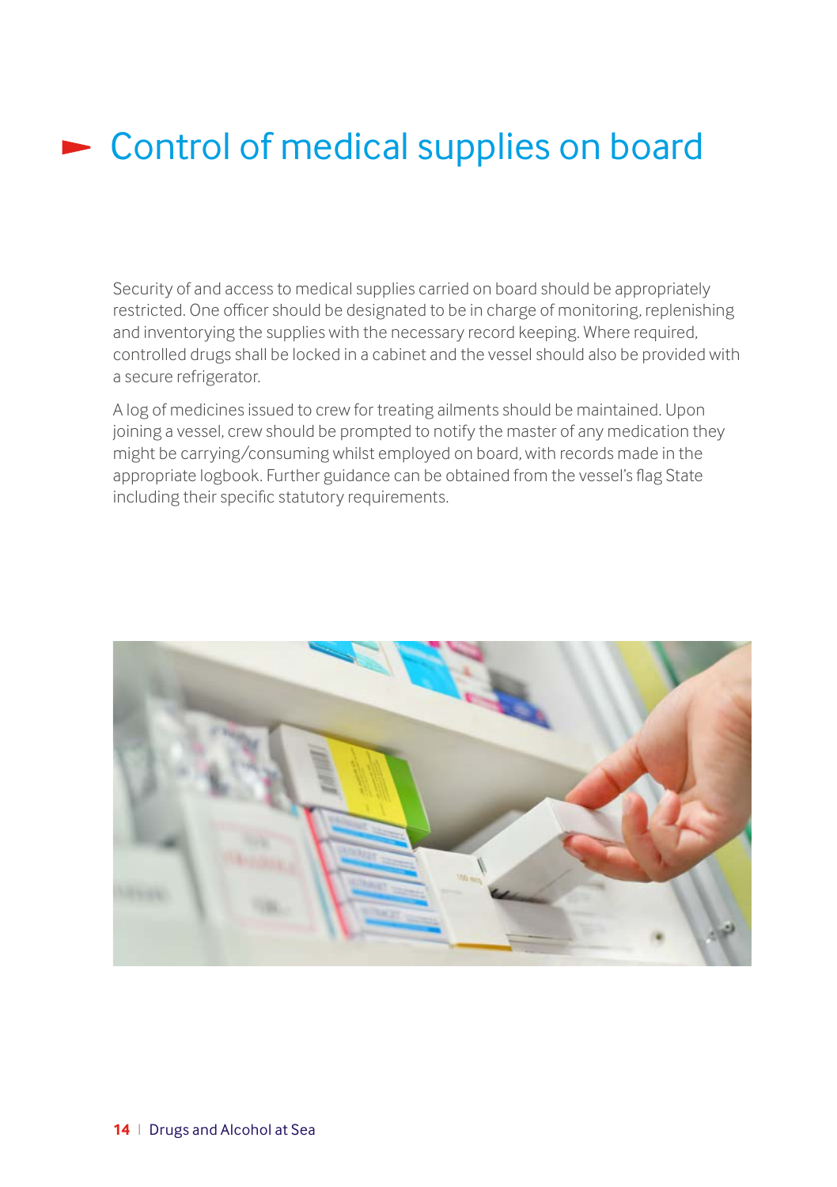# Control of medical supplies on board

Security of and access to medical supplies carried on board should be appropriately restricted. One officer should be designated to be in charge of monitoring, replenishing and inventorying the supplies with the necessary record keeping. Where required, controlled drugs shall be locked in a cabinet and the vessel should also be provided with a secure refrigerator.

A log of medicines issued to crew for treating ailments should be maintained. Upon joining a vessel, crew should be prompted to notify the master of any medication they might be carrying/consuming whilst employed on board, with records made in the appropriate logbook. Further guidance can be obtained from the vessel's flag State including their specific statutory requirements.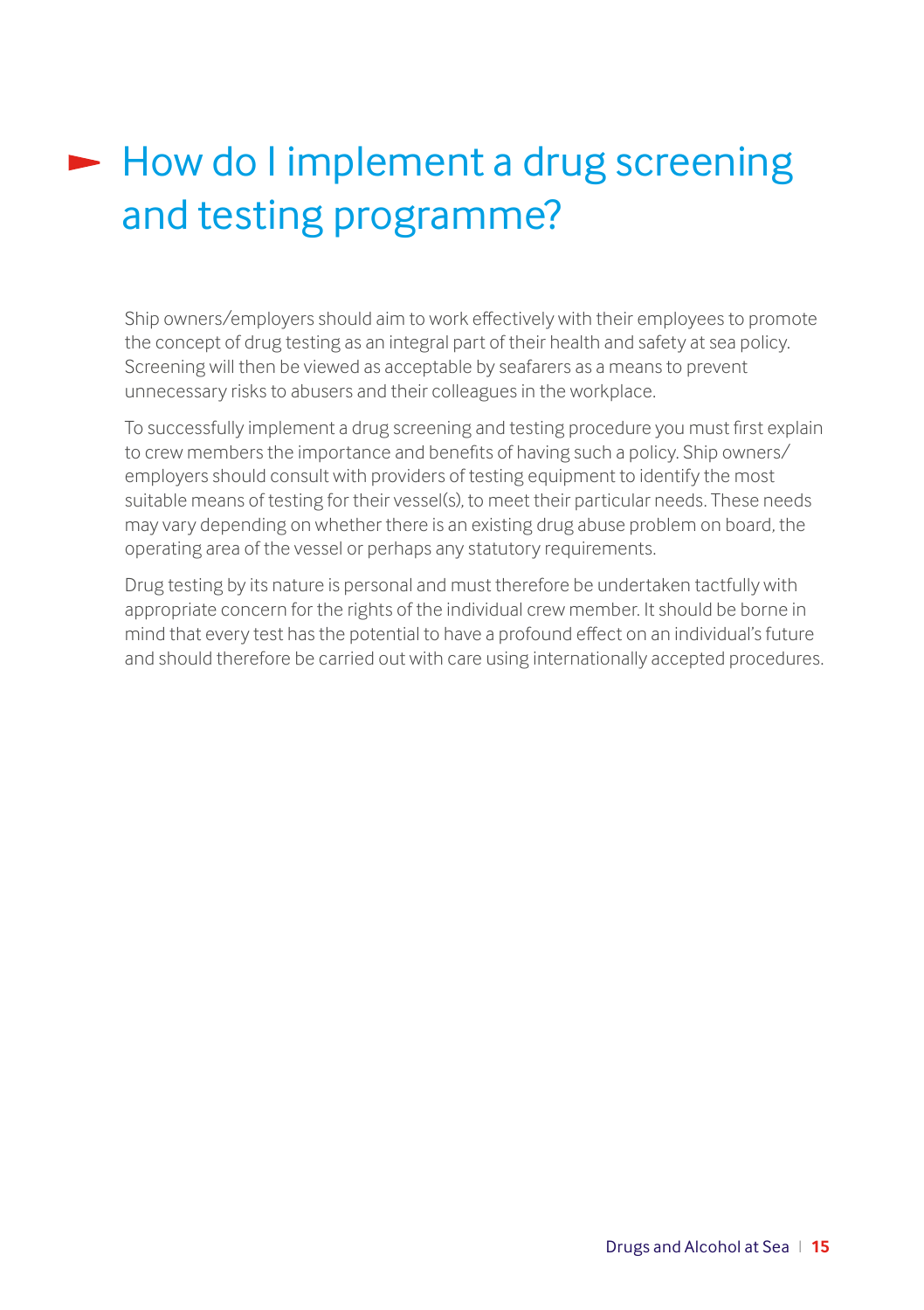# How do I implement a drug screening and testing programme?

Ship owners/employers should aim to work effectively with their employees to promote the concept of drug testing as an integral part of their health and safety at sea policy. Screening will then be viewed as acceptable by seafarers as a means to prevent unnecessary risks to abusers and their colleagues in the workplace.

To successfully implement a drug screening and testing procedure you must first explain to crew members the importance and benefits of having such a policy. Ship owners/employers should consult with providers of testing equipment to identify the most suitable means of testing for their vessel(s), to meet their particular needs. These needs may vary depending on whether there is an existing drug abuse problem on board, the operating area of the vessel or perhaps any statutory requirements.

Drug testing by its nature is personal and must therefore be undertaken tactfully with appropriate concern for the rights of the individual crew member. It should be borne in mind that every test has the potential to have a profound effect on an individual's future and should therefore be carried out with care using internationally accepted procedures.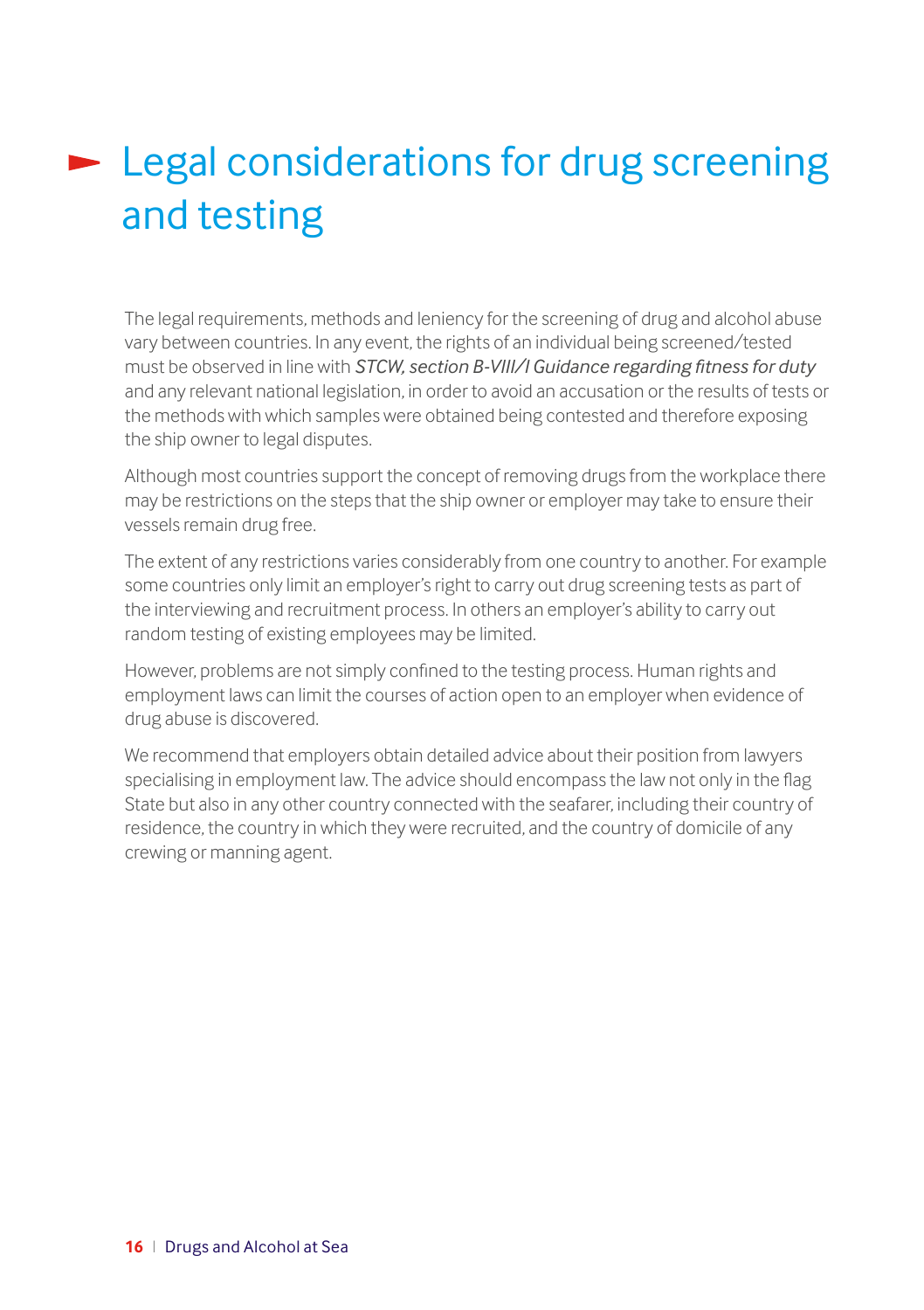# Legal considerations for drug screening and testing

The legal requirements, methods and leniency for the screening of drug and alcohol abuse vary between countries. In any event, the rights of an individual being screened/tested must be observed in line with *STCW, section B-VIII/I Guidance regarding fitness for duty* and any relevant national legislation, in order to avoid an accusation or the results of tests or the methods with which samples were obtained being contested and therefore exposing the ship owner to legal disputes.

Although most countries support the concept of removing drugs from the workplace there may be restrictions on the steps that the ship owner or employer may take to ensure their vessels remain drug free.

The extent of any restrictions varies considerably from one country to another. For example some countries only limit an employer's right to carry out drug screening tests as part of the interviewing and recruitment process. In others an employer's ability to carry out random testing of existing employees may be limited.

However, problems are not simply confined to the testing process. Human rights and employment laws can limit the courses of action open to an employer when evidence of drug abuse is discovered.

We recommend that employers obtain detailed advice about their position from lawyers specialising in employment law. The advice should encompass the law not only in the flag State but also in any other country connected with the seafarer, including their country of residence, the country in which they were recruited, and the country of domicile of any crewing or manning agent.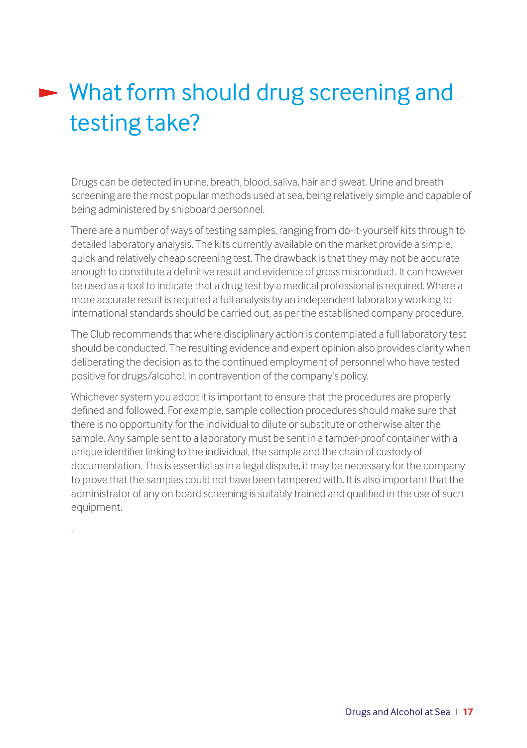## What form should drug screening and testing take?

Drugs can be detected in urine, breath, blood, saliva, hair and sweat. Urine and breath screening are the most popular methods used at sea, being relatively simple and capable of being administered by shipboard personnel.

There are a number of ways of testing samples, ranging from do-it-yourself kits through to detailed laboratory analysis. The kits currently available on the market provide a simple, quick and relatively cheap screening test. The drawback is that they may not be accurate enough to constitute a definitive result and evidence of gross misconduct. It can however be used as a tool to indicate that a drug test by a medical professional is required. Where a more accurate result is required a full analysis by an independent laboratory working to international standards should be carried out, as per the established company procedure.

The Club recommends that where disciplinary action is contemplated a full laboratory test should be conducted. The resulting evidence and expert opinion also provides clarity when deliberating the decision as to the continued employment of personnel who have tested positive for drugs/alcohol, in contravention of the company's policy.

Whichever system you adopt it is important to ensure that the procedures are properly defined and followed. For example, sample collection procedures should make sure that there is no opportunity for the individual to dilute or substitute or otherwise alter the sample. Any sample sent to a laboratory must be sent in a tamper-proof container with a unique identifier linking to the individual, the sample and the chain of custody of documentation. This is essential as in a legal dispute, it may be necessary for the company to prove that the samples could not have been tampered with. It is also important that the administrator of any on board screening is suitably trained and qualified in the use of such equipment.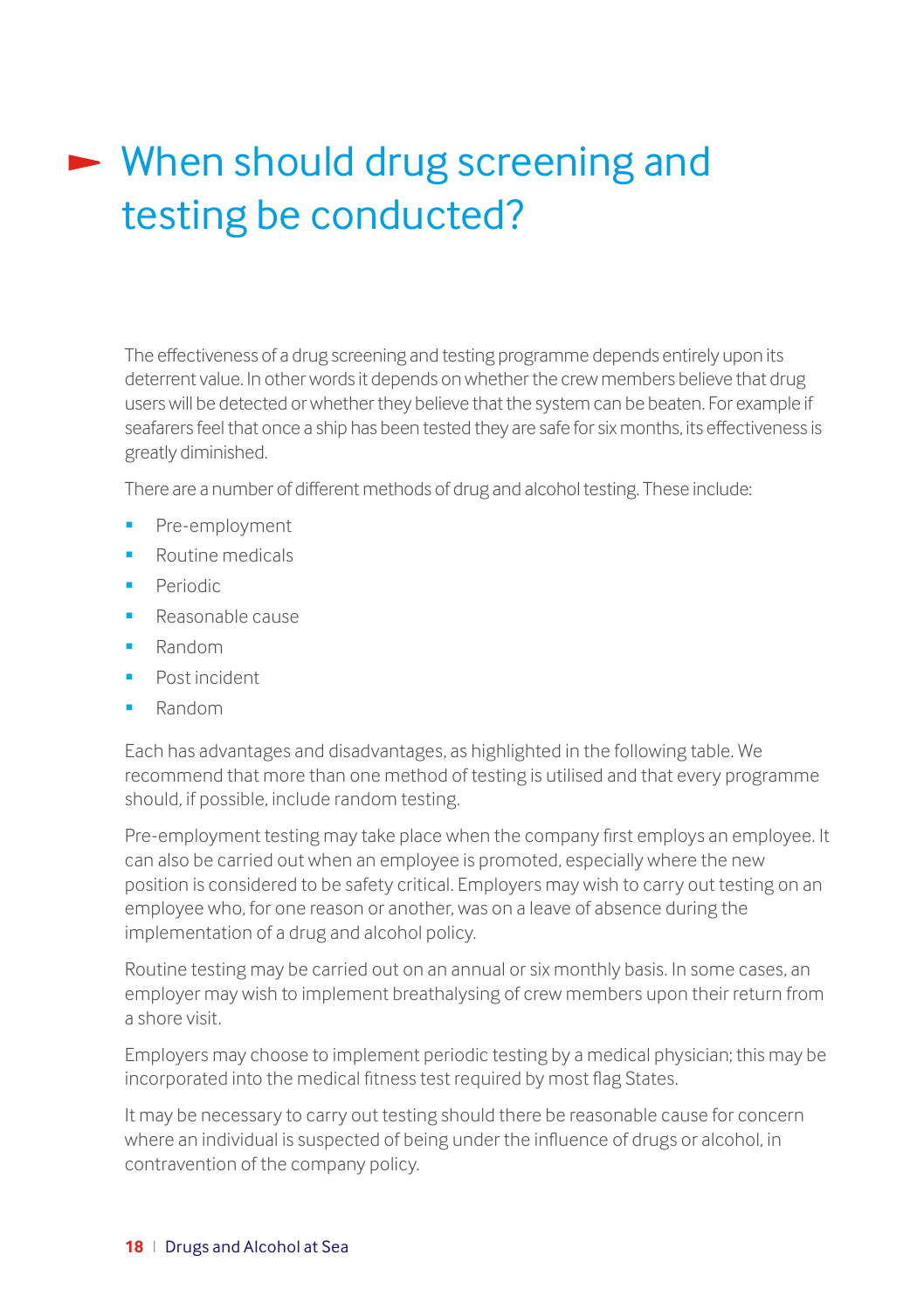# When should drug screening and testing be conducted?

The effectiveness of a drug screening and testing programme depends entirely upon its deterrent value. In other words it depends on whether the crew members believe that drug users will be detected or whether they believe that the system can be beaten. For example if seafarers feel that once a ship has been tested they are safe for six months, its effectiveness is greatly diminished.

There are a number of different methods of drug and alcohol testing. These include:

- Pre-employment
- Routine medicals
- Periodic
- Reasonable cause
- Random
- Post incident
- Random

Each has advantages and disadvantages, as highlighted in the following table. We recommend that more than one method of testing is utilised and that every programme should, if possible, include random testing.

Pre-employment testing may take place when the company first employs an employee. It can also be carried out when an employee is promoted, especially where the new position is considered to be safety critical. Employers may wish to carry out testing on an employee who, for one reason or another, was on a leave of absence during the implementation of a drug and alcohol policy.

Routine testing may be carried out on an annual or six monthly basis. In some cases, an employer may wish to implement breathalysing of crew members upon their return from a shore visit.

Employers may choose to implement periodic testing by a medical physician; this may be incorporated into the medical fitness test required by most flag States.

It may be necessary to carry out testing should there be reasonable cause for concern where an individual is suspected of being under the influence of drugs or alcohol, in contravention of the company policy.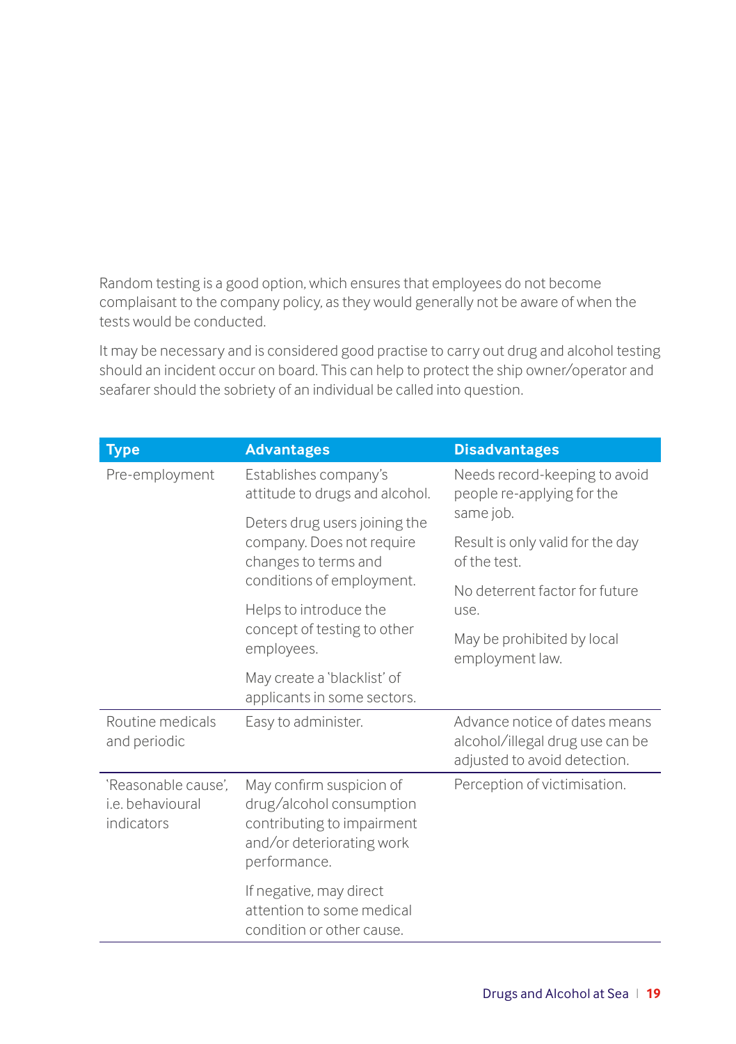Random testing is a good option, which ensures that employees do not become complaisant to the company policy, as they would generally not be aware of when the tests would be conducted.

It may be necessary and is considered good practise to carry out drug and alcohol testing should an incident occur on board. This can help to protect the ship owner/operator and seafarer should the sobriety of an individual be called into question.

| Type | Advantages | Disadvantages |
|---|---|---|
| Pre-employment | Establishes company's attitude to drugs and alcohol.<br><br>Deters drug users joining the company. Does not require changes to terms and conditions of employment.<br><br>Helps to introduce the concept of testing to other employees.<br><br>May create a 'blacklist' of applicants in some sectors. | Needs record-keeping to avoid people re-applying for the same job.<br><br>Result is only valid for the day of the test.<br><br>No deterrent factor for future use.<br><br>May be prohibited by local employment law. |
| Routine medicals and periodic | Easy to administer. | Advance notice of dates means alcohol/illegal drug use can be adjusted to avoid detection. |
| 'Reasonable cause', i.e. behavioural indicators | May confirm suspicion of drug/alcohol consumption contributing to impairment and/or deteriorating work performance.<br><br>If negative, may direct attention to some medical condition or other cause. | Perception of victimisation. |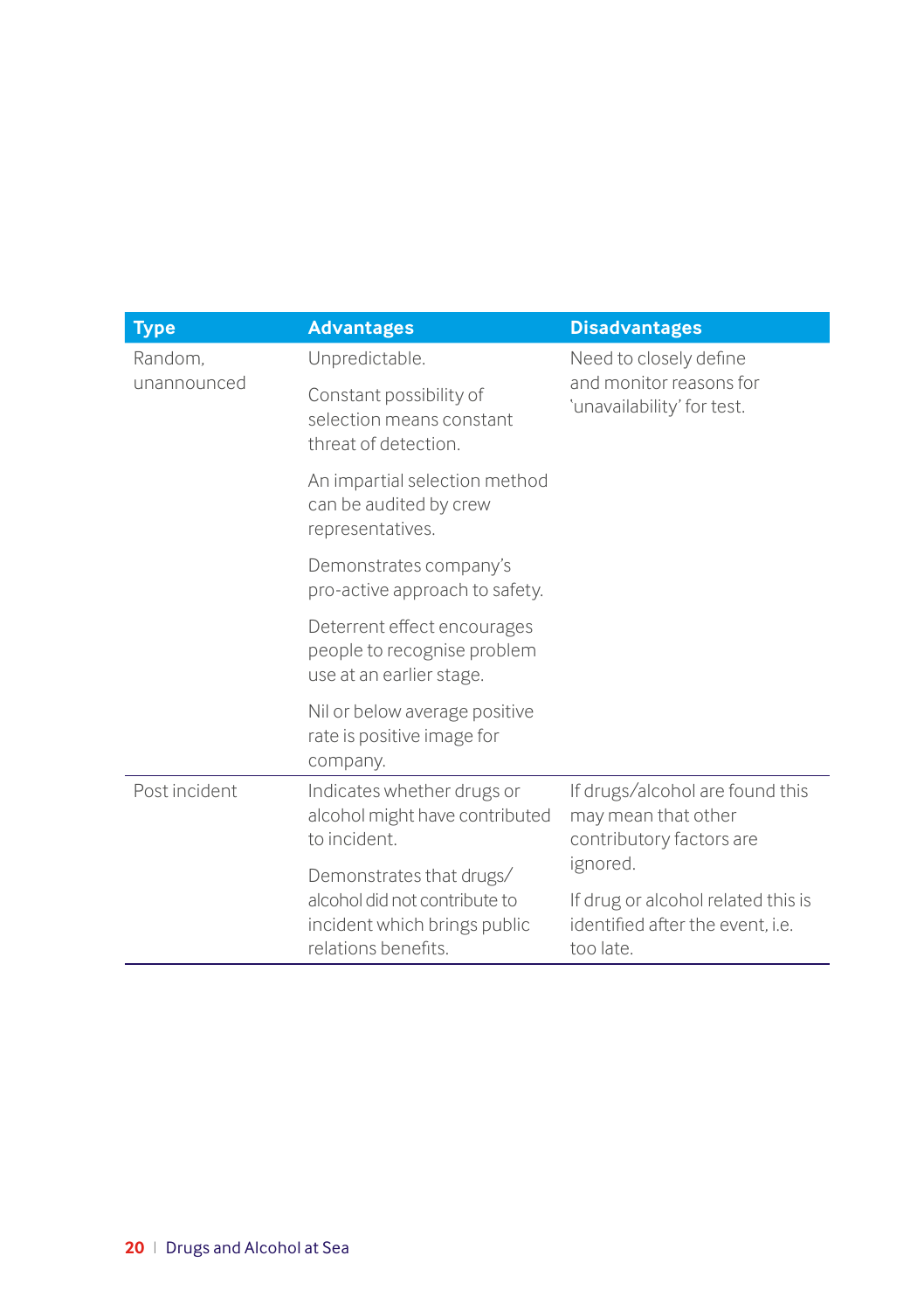| Type | Advantages | Disadvantages |
| --- | --- | --- |
| Random, unannounced | Unpredictable.<br><br>Constant possibility of selection means constant threat of detection.<br><br>An impartial selection method can be audited by crew representatives.<br><br>Demonstrates company's pro-active approach to safety.<br><br>Deterrent effect encourages people to recognise problem use at an earlier stage.<br><br>Nil or below average positive rate is positive image for company. | Need to closely define and monitor reasons for 'unavailability' for test. |
| Post incident | Indicates whether drugs or alcohol might have contributed to incident.<br><br>Demonstrates that drugs/alcohol did not contribute to incident which brings public relations benefits. | If drugs/alcohol are found this may mean that other contributory factors are ignored.<br><br>If drug or alcohol related this is identified after the event, i.e. too late. |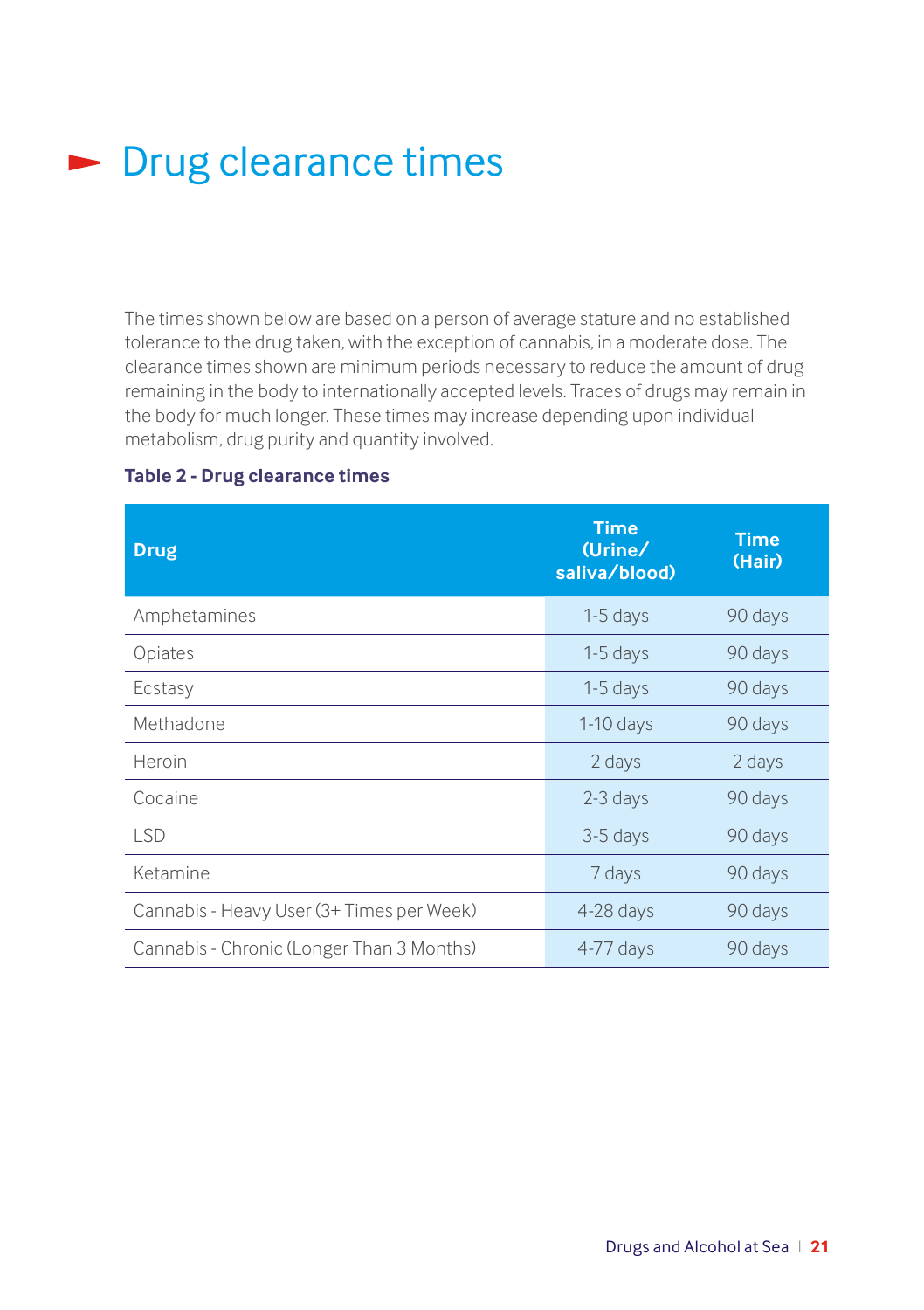# Drug clearance times

The times shown below are based on a person of average stature and no established tolerance to the drug taken, with the exception of cannabis, in a moderate dose. The clearance times shown are minimum periods necessary to reduce the amount of drug remaining in the body to internationally accepted levels. Traces of drugs may remain in the body for much longer. These times may increase depending upon individual metabolism, drug purity and quantity involved.

**Table 2 - Drug clearance times**

| Drug | Time (Urine/ saliva/blood) | Time (Hair) |
|---|---|---|
| Amphetamines | 1-5 days | 90 days |
| Opiates | 1-5 days | 90 days |
| Ecstasy | 1-5 days | 90 days |
| Methadone | 1-10 days | 90 days |
| Heroin | 2 days | 2 days |
| Cocaine | 2-3 days | 90 days |
| LSD | 3-5 days | 90 days |
| Ketamine | 7 days | 90 days |
| Cannabis - Heavy User (3+ Times per Week) | 4-28 days | 90 days |
| Cannabis - Chronic (Longer Than 3 Months) | 4-77 days | 90 days |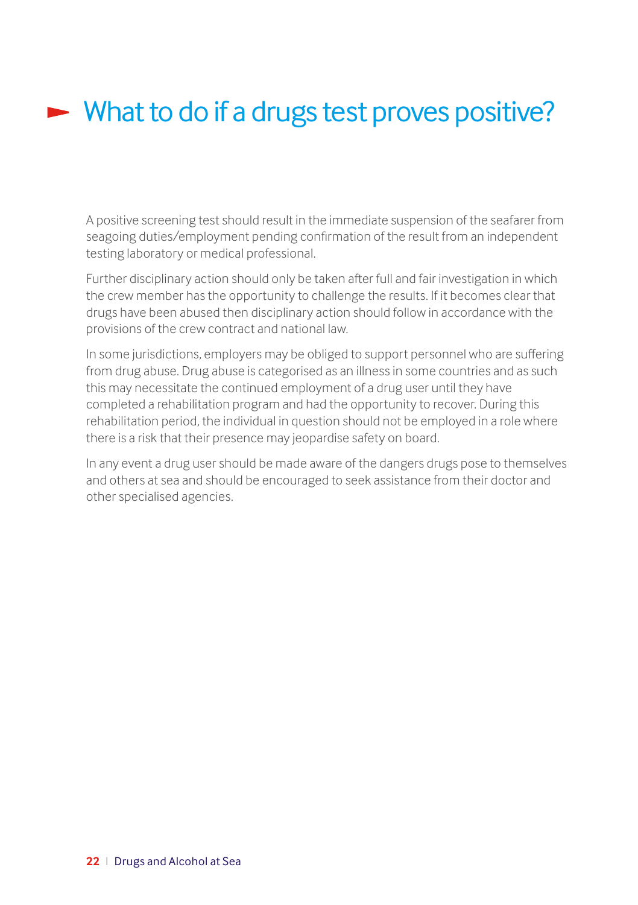# What to do if a drugs test proves positive?

A positive screening test should result in the immediate suspension of the seafarer from seagoing duties/employment pending confirmation of the result from an independent testing laboratory or medical professional.

Further disciplinary action should only be taken after full and fair investigation in which the crew member has the opportunity to challenge the results. If it becomes clear that drugs have been abused then disciplinary action should follow in accordance with the provisions of the crew contract and national law.

In some jurisdictions, employers may be obliged to support personnel who are suffering from drug abuse. Drug abuse is categorised as an illness in some countries and as such this may necessitate the continued employment of a drug user until they have completed a rehabilitation program and had the opportunity to recover. During this rehabilitation period, the individual in question should not be employed in a role where there is a risk that their presence may jeopardise safety on board.

In any event a drug user should be made aware of the dangers drugs pose to themselves and others at sea and should be encouraged to seek assistance from their doctor and other specialised agencies.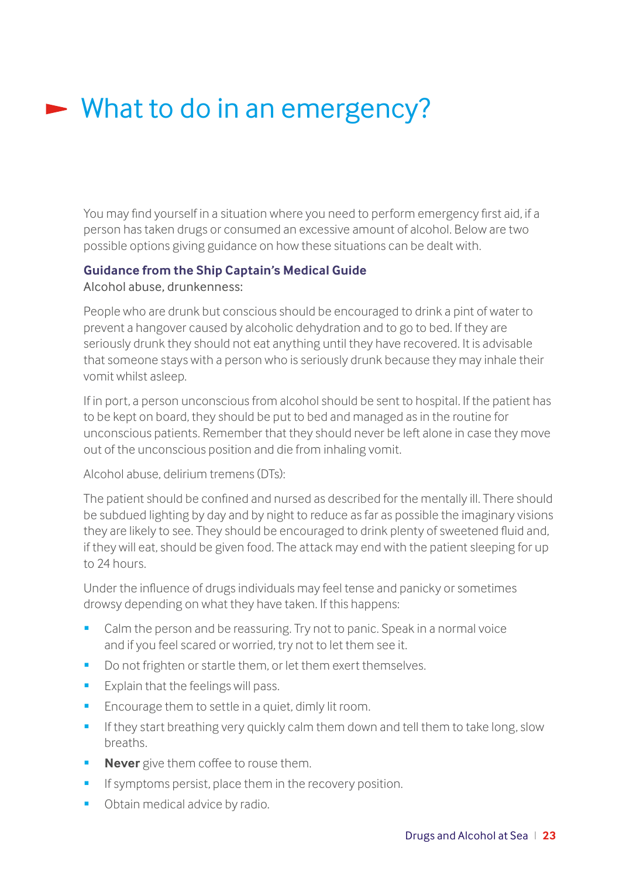# What to do in an emergency?

You may find yourself in a situation where you need to perform emergency first aid, if a person has taken drugs or consumed an excessive amount of alcohol. Below are two possible options giving guidance on how these situations can be dealt with.

**Guidance from the Ship Captain's Medical Guide**

Alcohol abuse, drunkenness:

People who are drunk but conscious should be encouraged to drink a pint of water to prevent a hangover caused by alcoholic dehydration and to go to bed. If they are seriously drunk they should not eat anything until they have recovered. It is advisable that someone stays with a person who is seriously drunk because they may inhale their vomit whilst asleep.

If in port, a person unconscious from alcohol should be sent to hospital. If the patient has to be kept on board, they should be put to bed and managed as in the routine for unconscious patients. Remember that they should never be left alone in case they move out of the unconscious position and die from inhaling vomit.

Alcohol abuse, delirium tremens (DTs):

The patient should be confined and nursed as described for the mentally ill. There should be subdued lighting by day and by night to reduce as far as possible the imaginary visions they are likely to see. They should be encouraged to drink plenty of sweetened fluid and, if they will eat, should be given food. The attack may end with the patient sleeping for up to 24 hours.

Under the influence of drugs individuals may feel tense and panicky or sometimes drowsy depending on what they have taken. If this happens:

- Calm the person and be reassuring. Try not to panic. Speak in a normal voice and if you feel scared or worried, try not to let them see it.
- Do not frighten or startle them, or let them exert themselves.
- Explain that the feelings will pass.
- Encourage them to settle in a quiet, dimly lit room.
- If they start breathing very quickly calm them down and tell them to take long, slow breaths.
- **Never** give them coffee to rouse them.
- If symptoms persist, place them in the recovery position.
- Obtain medical advice by radio.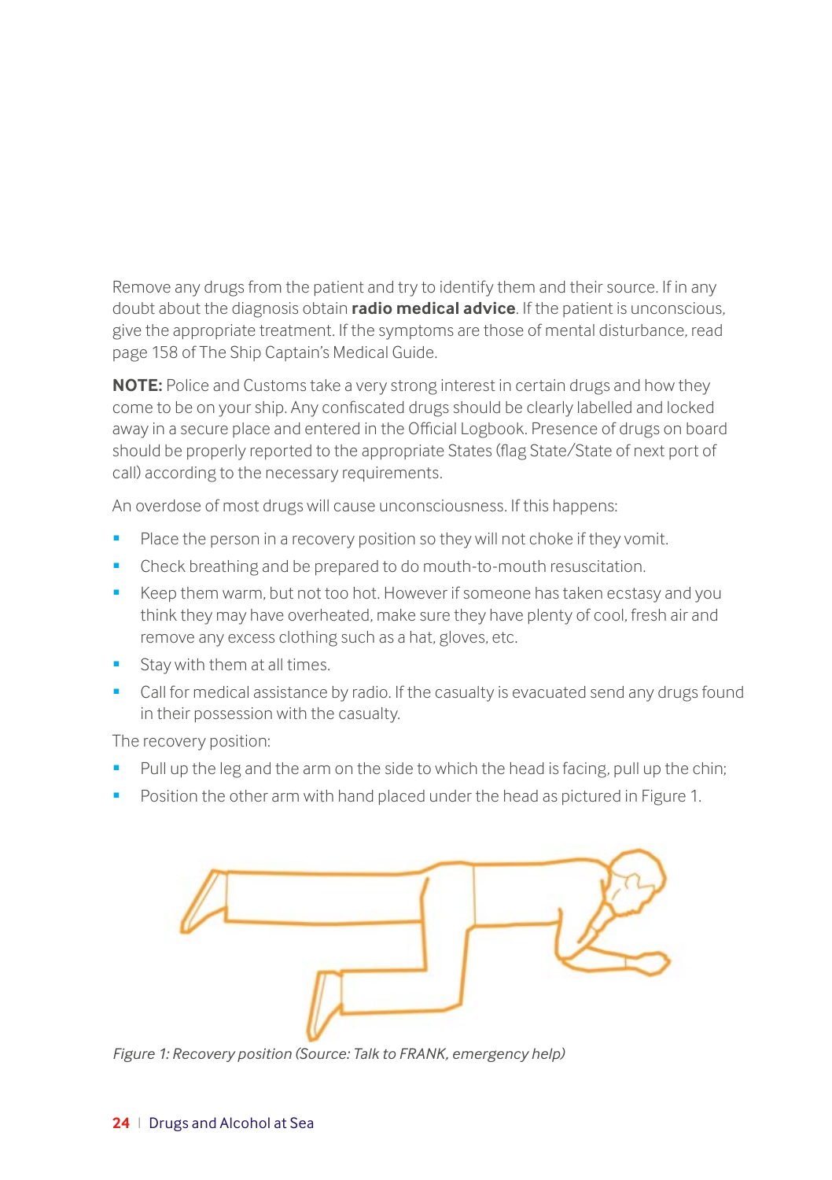Remove any drugs from the patient and try to identify them and their source. If in any doubt about the diagnosis obtain **radio medical advice**. If the patient is unconscious, give the appropriate treatment. If the symptoms are those of mental disturbance, read page 158 of The Ship Captain's Medical Guide.

**NOTE:** Police and Customs take a very strong interest in certain drugs and how they come to be on your ship. Any confiscated drugs should be clearly labelled and locked away in a secure place and entered in the Official Logbook. Presence of drugs on board should be properly reported to the appropriate States (flag State/State of next port of call) according to the necessary requirements.

An overdose of most drugs will cause unconsciousness. If this happens:

- Place the person in a recovery position so they will not choke if they vomit.
- Check breathing and be prepared to do mouth-to-mouth resuscitation.
- Keep them warm, but not too hot. However if someone has taken ecstasy and you think they may have overheated, make sure they have plenty of cool, fresh air and remove any excess clothing such as a hat, gloves, etc.
- Stay with them at all times.
- Call for medical assistance by radio. If the casualty is evacuated send any drugs found in their possession with the casualty.

The recovery position:

- Pull up the leg and the arm on the side to which the head is facing, pull up the chin;
- Position the other arm with hand placed under the head as pictured in Figure 1.

*Figure 1: Recovery position (Source: Talk to FRANK, emergency help)*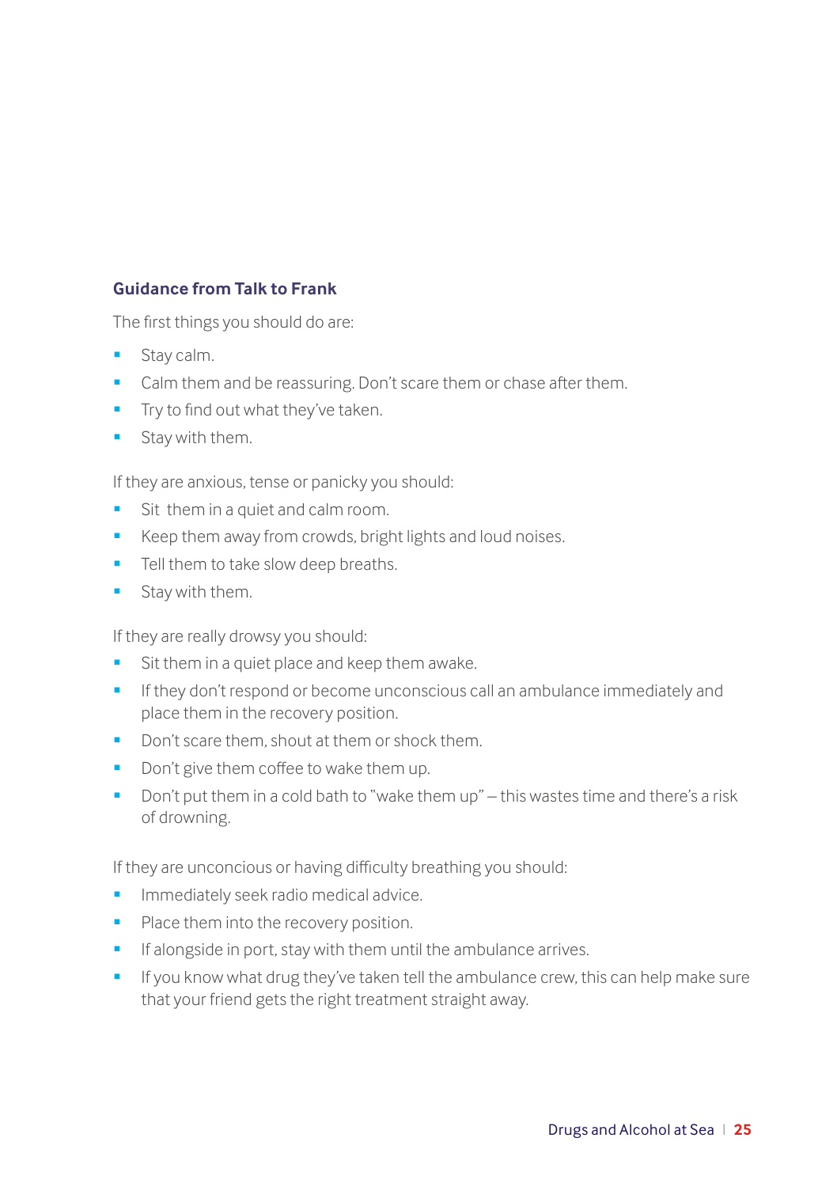### Guidance from Talk to Frank

The first things you should do are:

- Stay calm.
- Calm them and be reassuring. Don't scare them or chase after them.
- Try to find out what they've taken.
- Stay with them.

If they are anxious, tense or panicky you should:

- Sit  them in a quiet and calm room.
- Keep them away from crowds, bright lights and loud noises.
- Tell them to take slow deep breaths.
- Stay with them.

If they are really drowsy you should:

- Sit them in a quiet place and keep them awake.
- If they don't respond or become unconscious call an ambulance immediately and place them in the recovery position.
- Don't scare them, shout at them or shock them.
- Don't give them coffee to wake them up.
- Don't put them in a cold bath to "wake them up" – this wastes time and there's a risk of drowning.

If they are unconcious or having difficulty breathing you should:

- Immediately seek radio medical advice.
- Place them into the recovery position.
- If alongside in port, stay with them until the ambulance arrives.
- If you know what drug they've taken tell the ambulance crew, this can help make sure that your friend gets the right treatment straight away.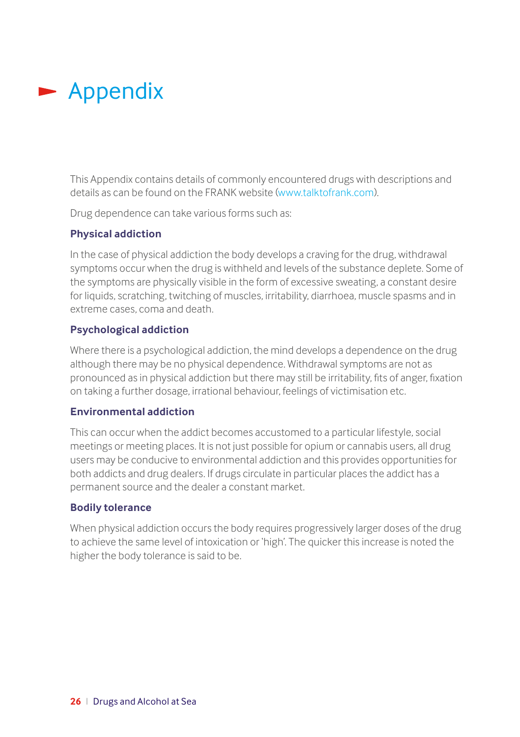# Appendix

This Appendix contains details of commonly encountered drugs with descriptions and details as can be found on the FRANK website (www.talktofrank.com).

Drug dependence can take various forms such as:

**Physical addiction**

In the case of physical addiction the body develops a craving for the drug, withdrawal symptoms occur when the drug is withheld and levels of the substance deplete. Some of the symptoms are physically visible in the form of excessive sweating, a constant desire for liquids, scratching, twitching of muscles, irritability, diarrhoea, muscle spasms and in extreme cases, coma and death.

**Psychological addiction**

Where there is a psychological addiction, the mind develops a dependence on the drug although there may be no physical dependence. Withdrawal symptoms are not as pronounced as in physical addiction but there may still be irritability, fits of anger, fixation on taking a further dosage, irrational behaviour, feelings of victimisation etc.

**Environmental addiction**

This can occur when the addict becomes accustomed to a particular lifestyle, social meetings or meeting places. It is not just possible for opium or cannabis users, all drug users may be conducive to environmental addiction and this provides opportunities for both addicts and drug dealers. If drugs circulate in particular places the addict has a permanent source and the dealer a constant market.

**Bodily tolerance**

When physical addiction occurs the body requires progressively larger doses of the drug to achieve the same level of intoxication or 'high'. The quicker this increase is noted the higher the body tolerance is said to be.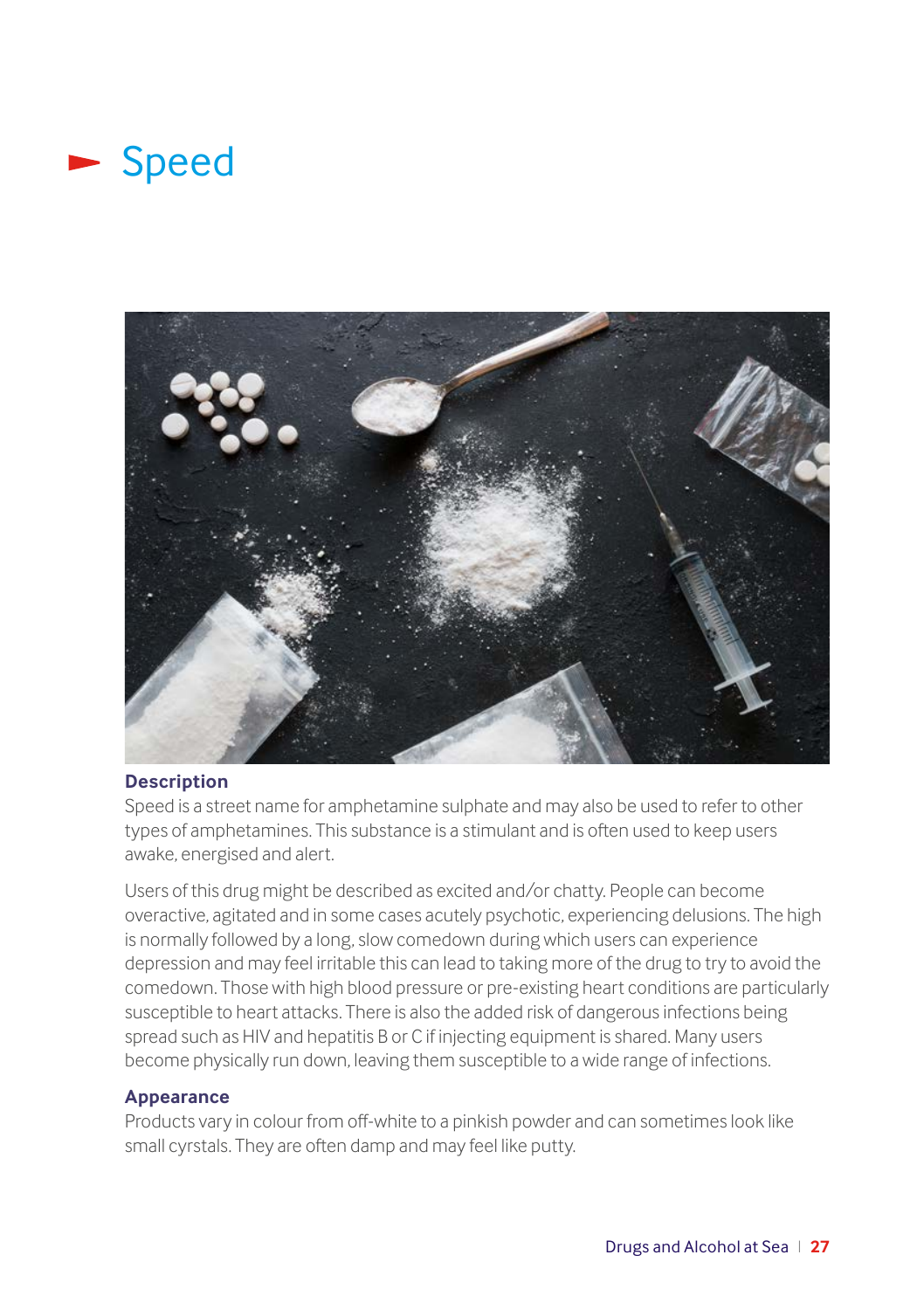# Speed

### Description

Speed is a street name for amphetamine sulphate and may also be used to refer to other types of amphetamines. This substance is a stimulant and is often used to keep users awake, energised and alert.

Users of this drug might be described as excited and/or chatty. People can become overactive, agitated and in some cases acutely psychotic, experiencing delusions. The high is normally followed by a long, slow comedown during which users can experience depression and may feel irritable this can lead to taking more of the drug to try to avoid the comedown. Those with high blood pressure or pre-existing heart conditions are particularly susceptible to heart attacks. There is also the added risk of dangerous infections being spread such as HIV and hepatitis B or C if injecting equipment is shared. Many users become physically run down, leaving them susceptible to a wide range of infections.

### Appearance

Products vary in colour from off-white to a pinkish powder and can sometimes look like small cyrstals. They are often damp and may feel like putty.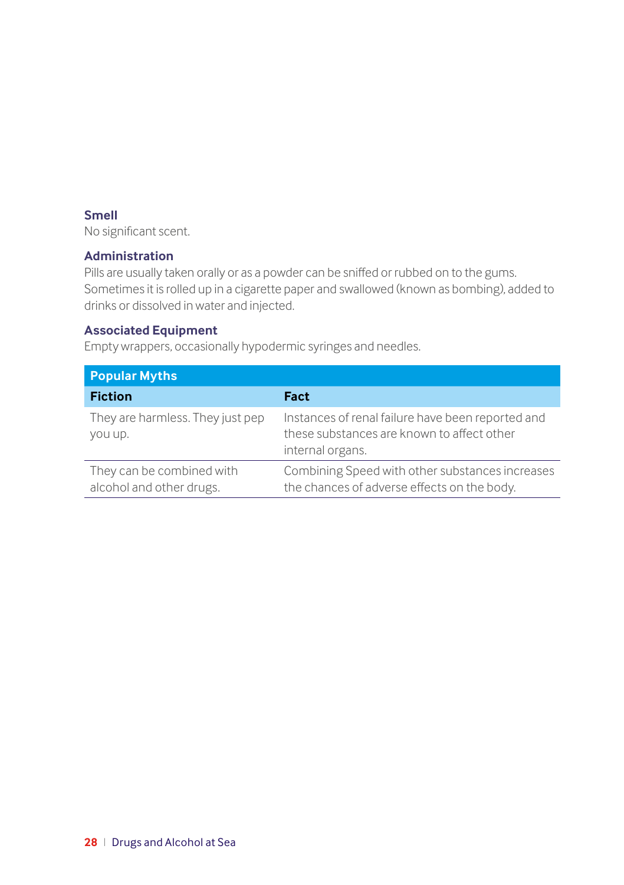### Smell

No significant scent.

### Administration

Pills are usually taken orally or as a powder can be sniffed or rubbed on to the gums. Sometimes it is rolled up in a cigarette paper and swallowed (known as bombing), added to drinks or dissolved in water and injected.

### Associated Equipment

Empty wrappers, occasionally hypodermic syringes and needles.

| Popular Myths | |
|---|---|
| **Fiction** | **Fact** |
| They are harmless. They just pep you up. | Instances of renal failure have been reported and these substances are known to affect other internal organs. |
| They can be combined with alcohol and other drugs. | Combining Speed with other substances increases the chances of adverse effects on the body. |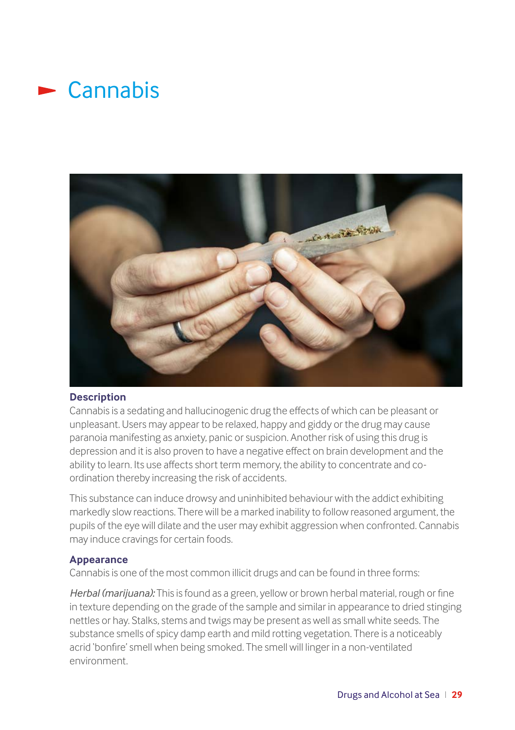# Cannabis

### Description

Cannabis is a sedating and hallucinogenic drug the effects of which can be pleasant or unpleasant. Users may appear to be relaxed, happy and giddy or the drug may cause paranoia manifesting as anxiety, panic or suspicion. Another risk of using this drug is depression and it is also proven to have a negative effect on brain development and the ability to learn. Its use affects short term memory, the ability to concentrate and co-ordination thereby increasing the risk of accidents.

This substance can induce drowsy and uninhibited behaviour with the addict exhibiting markedly slow reactions. There will be a marked inability to follow reasoned argument, the pupils of the eye will dilate and the user may exhibit aggression when confronted. Cannabis may induce cravings for certain foods.

### Appearance

Cannabis is one of the most common illicit drugs and can be found in three forms:

*Herbal (marijuana):* This is found as a green, yellow or brown herbal material, rough or fine in texture depending on the grade of the sample and similar in appearance to dried stinging nettles or hay. Stalks, stems and twigs may be present as well as small white seeds. The substance smells of spicy damp earth and mild rotting vegetation. There is a noticeably acrid 'bonfire' smell when being smoked. The smell will linger in a non-ventilated environment.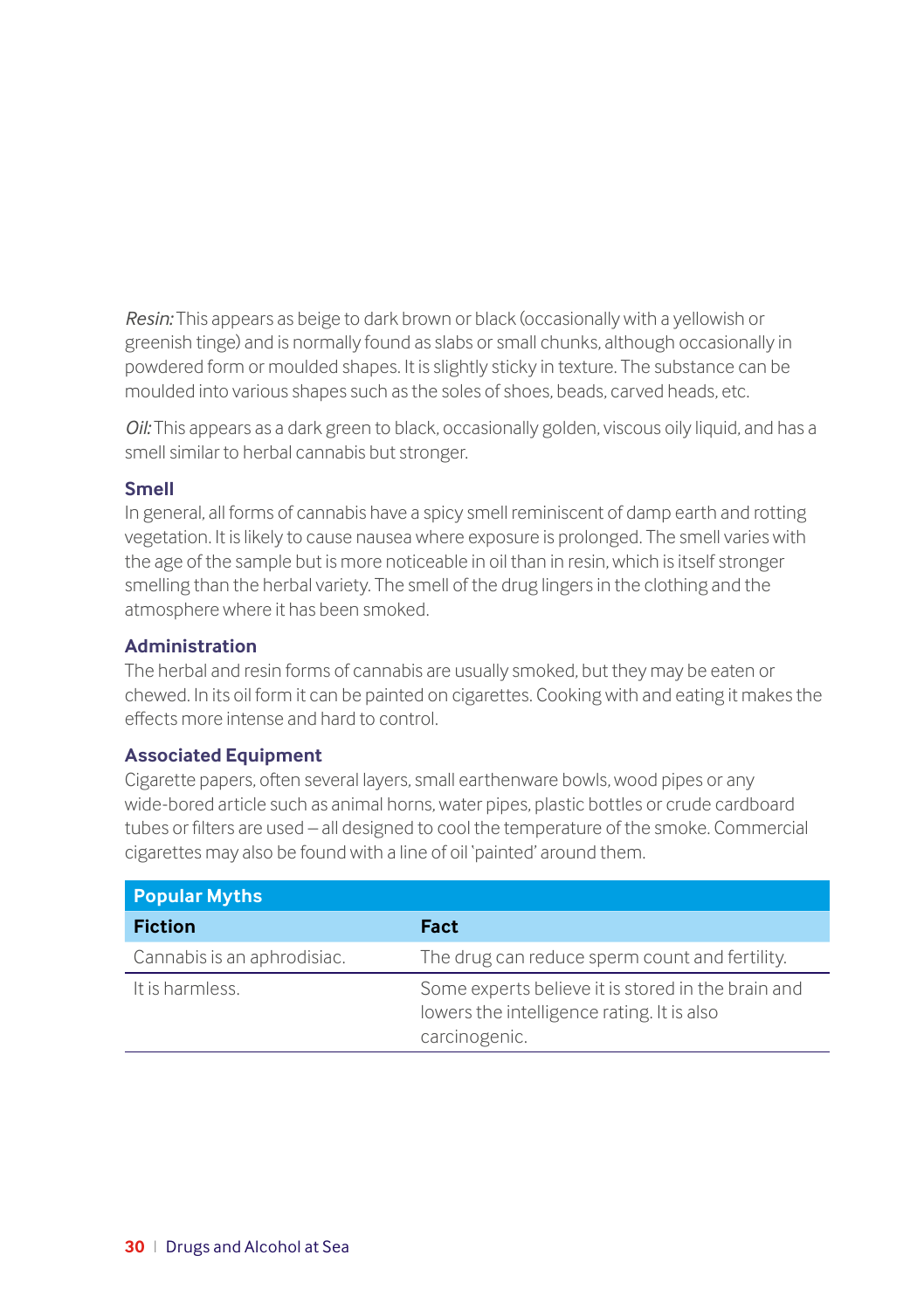*Resin:* This appears as beige to dark brown or black (occasionally with a yellowish or greenish tinge) and is normally found as slabs or small chunks, although occasionally in powdered form or moulded shapes. It is slightly sticky in texture. The substance can be moulded into various shapes such as the soles of shoes, beads, carved heads, etc.

*Oil:* This appears as a dark green to black, occasionally golden, viscous oily liquid, and has a smell similar to herbal cannabis but stronger.

### Smell

In general, all forms of cannabis have a spicy smell reminiscent of damp earth and rotting vegetation. It is likely to cause nausea where exposure is prolonged. The smell varies with the age of the sample but is more noticeable in oil than in resin, which is itself stronger smelling than the herbal variety. The smell of the drug lingers in the clothing and the atmosphere where it has been smoked.

### Administration

The herbal and resin forms of cannabis are usually smoked, but they may be eaten or chewed. In its oil form it can be painted on cigarettes. Cooking with and eating it makes the effects more intense and hard to control.

### Associated Equipment

Cigarette papers, often several layers, small earthenware bowls, wood pipes or any wide-bored article such as animal horns, water pipes, plastic bottles or crude cardboard tubes or filters are used – all designed to cool the temperature of the smoke. Commercial cigarettes may also be found with a line of oil 'painted' around them.

| **Popular Myths** | |
|---|---|
| **Fiction** | **Fact** |
| Cannabis is an aphrodisiac. | The drug can reduce sperm count and fertility. |
| It is harmless. | Some experts believe it is stored in the brain and lowers the intelligence rating. It is also carcinogenic. |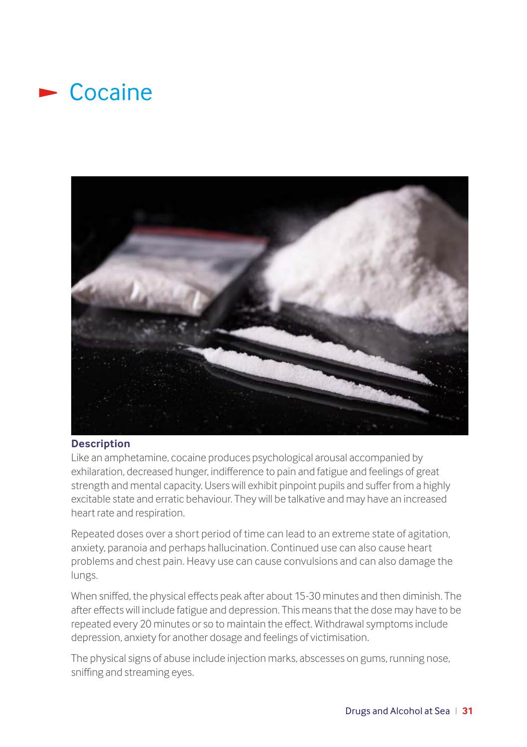# Cocaine

**Description**

Like an amphetamine, cocaine produces psychological arousal accompanied by exhilaration, decreased hunger, indifference to pain and fatigue and feelings of great strength and mental capacity. Users will exhibit pinpoint pupils and suffer from a highly excitable state and erratic behaviour. They will be talkative and may have an increased heart rate and respiration.

Repeated doses over a short period of time can lead to an extreme state of agitation, anxiety, paranoia and perhaps hallucination. Continued use can also cause heart problems and chest pain. Heavy use can cause convulsions and can also damage the lungs.

When sniffed, the physical effects peak after about 15-30 minutes and then diminish. The after effects will include fatigue and depression. This means that the dose may have to be repeated every 20 minutes or so to maintain the effect. Withdrawal symptoms include depression, anxiety for another dosage and feelings of victimisation.

The physical signs of abuse include injection marks, abscesses on gums, running nose, sniffing and streaming eyes.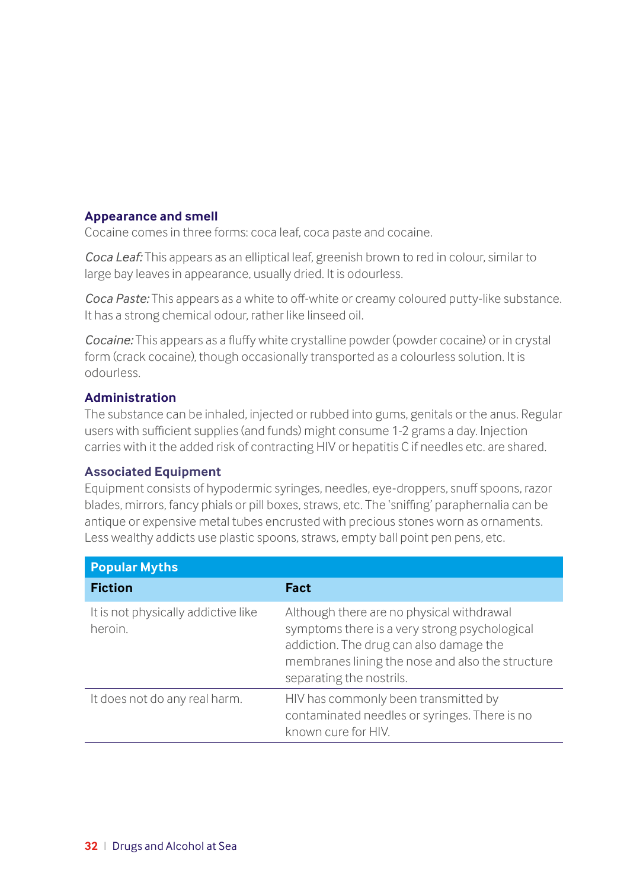### Appearance and smell

Cocaine comes in three forms: coca leaf, coca paste and cocaine.

*Coca Leaf:* This appears as an elliptical leaf, greenish brown to red in colour, similar to large bay leaves in appearance, usually dried. It is odourless.

*Coca Paste:* This appears as a white to off-white or creamy coloured putty-like substance. It has a strong chemical odour, rather like linseed oil.

*Cocaine:* This appears as a fluffy white crystalline powder (powder cocaine) or in crystal form (crack cocaine), though occasionally transported as a colourless solution. It is odourless.

### Administration

The substance can be inhaled, injected or rubbed into gums, genitals or the anus. Regular users with sufficient supplies (and funds) might consume 1-2 grams a day. Injection carries with it the added risk of contracting HIV or hepatitis C if needles etc. are shared.

### Associated Equipment

Equipment consists of hypodermic syringes, needles, eye-droppers, snuff spoons, razor blades, mirrors, fancy phials or pill boxes, straws, etc. The 'sniffing' paraphernalia can be antique or expensive metal tubes encrusted with precious stones worn as ornaments. Less wealthy addicts use plastic spoons, straws, empty ball point pen pens, etc.

| Popular Myths | |
|---|---|
| **Fiction** | **Fact** |
| It is not physically addictive like heroin. | Although there are no physical withdrawal symptoms there is a very strong psychological addiction. The drug can also damage the membranes lining the nose and also the structure separating the nostrils. |
| It does not do any real harm. | HIV has commonly been transmitted by contaminated needles or syringes. There is no known cure for HIV. |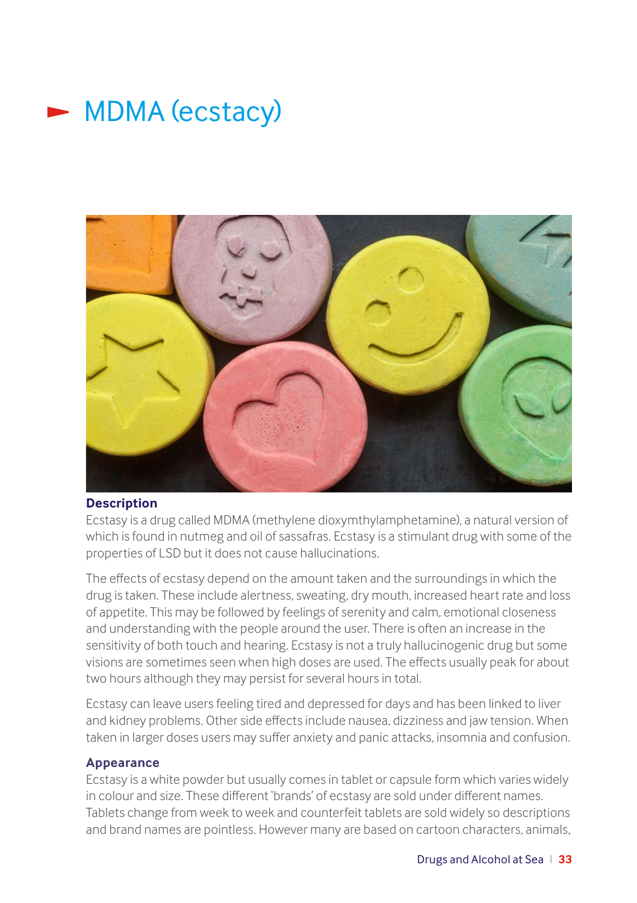# MDMA (ecstacy)

**Description**

Ecstasy is a drug called MDMA (methylene dioxymthylamphetamine), a natural version of which is found in nutmeg and oil of sassafras. Ecstasy is a stimulant drug with some of the properties of LSD but it does not cause hallucinations.

The effects of ecstasy depend on the amount taken and the surroundings in which the drug is taken. These include alertness, sweating, dry mouth, increased heart rate and loss of appetite. This may be followed by feelings of serenity and calm, emotional closeness and understanding with the people around the user. There is often an increase in the sensitivity of both touch and hearing. Ecstasy is not a truly hallucinogenic drug but some visions are sometimes seen when high doses are used. The effects usually peak for about two hours although they may persist for several hours in total.

Ecstasy can leave users feeling tired and depressed for days and has been linked to liver and kidney problems. Other side effects include nausea, dizziness and jaw tension. When taken in larger doses users may suffer anxiety and panic attacks, insomnia and confusion.

**Appearance**

Ecstasy is a white powder but usually comes in tablet or capsule form which varies widely in colour and size. These different 'brands' of ecstasy are sold under different names. Tablets change from week to week and counterfeit tablets are sold widely so descriptions and brand names are pointless. However many are based on cartoon characters, animals,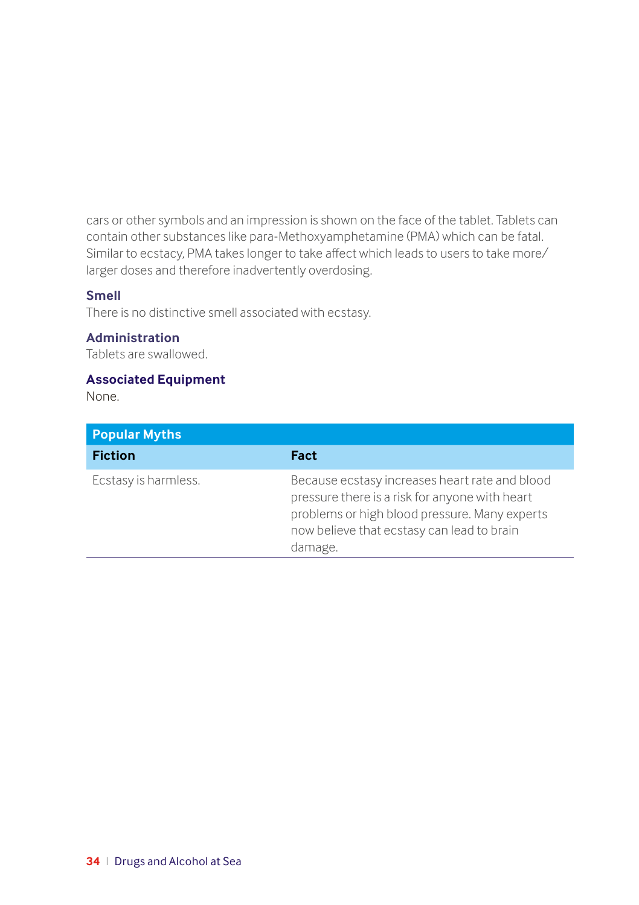cars or other symbols and an impression is shown on the face of the tablet. Tablets can contain other substances like para-Methoxyamphetamine (PMA) which can be fatal. Similar to ecstacy, PMA takes longer to take affect which leads to users to take more/larger doses and therefore inadvertently overdosing.

### Smell
There is no distinctive smell associated with ecstasy.

### Administration
Tablets are swallowed.

### Associated Equipment
None.

| Popular Myths | |
|---|---|
| **Fiction** | **Fact** |
| Ecstasy is harmless. | Because ecstasy increases heart rate and blood pressure there is a risk for anyone with heart problems or high blood pressure. Many experts now believe that ecstasy can lead to brain damage. |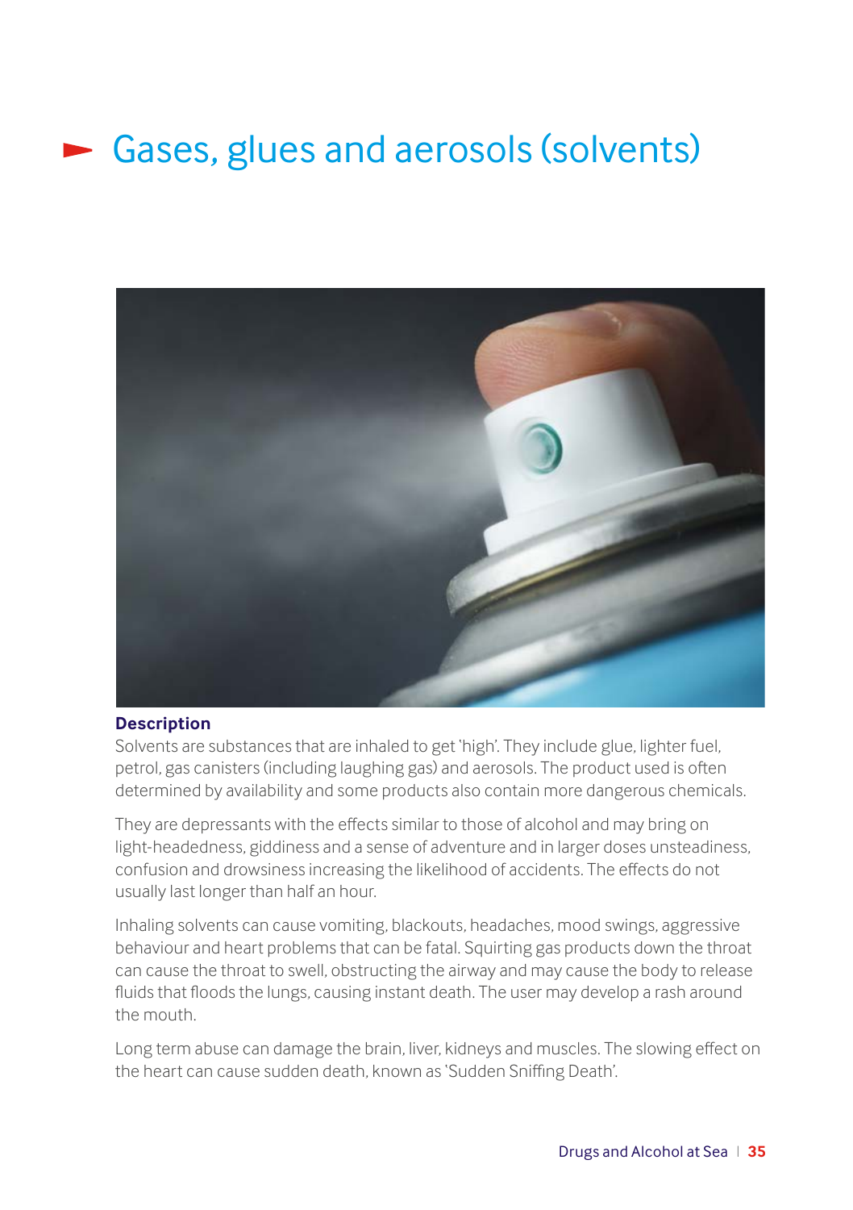# Gases, glues and aerosols (solvents)

**Description**

Solvents are substances that are inhaled to get 'high'. They include glue, lighter fuel, petrol, gas canisters (including laughing gas) and aerosols. The product used is often determined by availability and some products also contain more dangerous chemicals.

They are depressants with the effects similar to those of alcohol and may bring on light-headedness, giddiness and a sense of adventure and in larger doses unsteadiness, confusion and drowsiness increasing the likelihood of accidents. The effects do not usually last longer than half an hour.

Inhaling solvents can cause vomiting, blackouts, headaches, mood swings, aggressive behaviour and heart problems that can be fatal. Squirting gas products down the throat can cause the throat to swell, obstructing the airway and may cause the body to release fluids that floods the lungs, causing instant death. The user may develop a rash around the mouth.

Long term abuse can damage the brain, liver, kidneys and muscles. The slowing effect on the heart can cause sudden death, known as 'Sudden Sniffing Death'.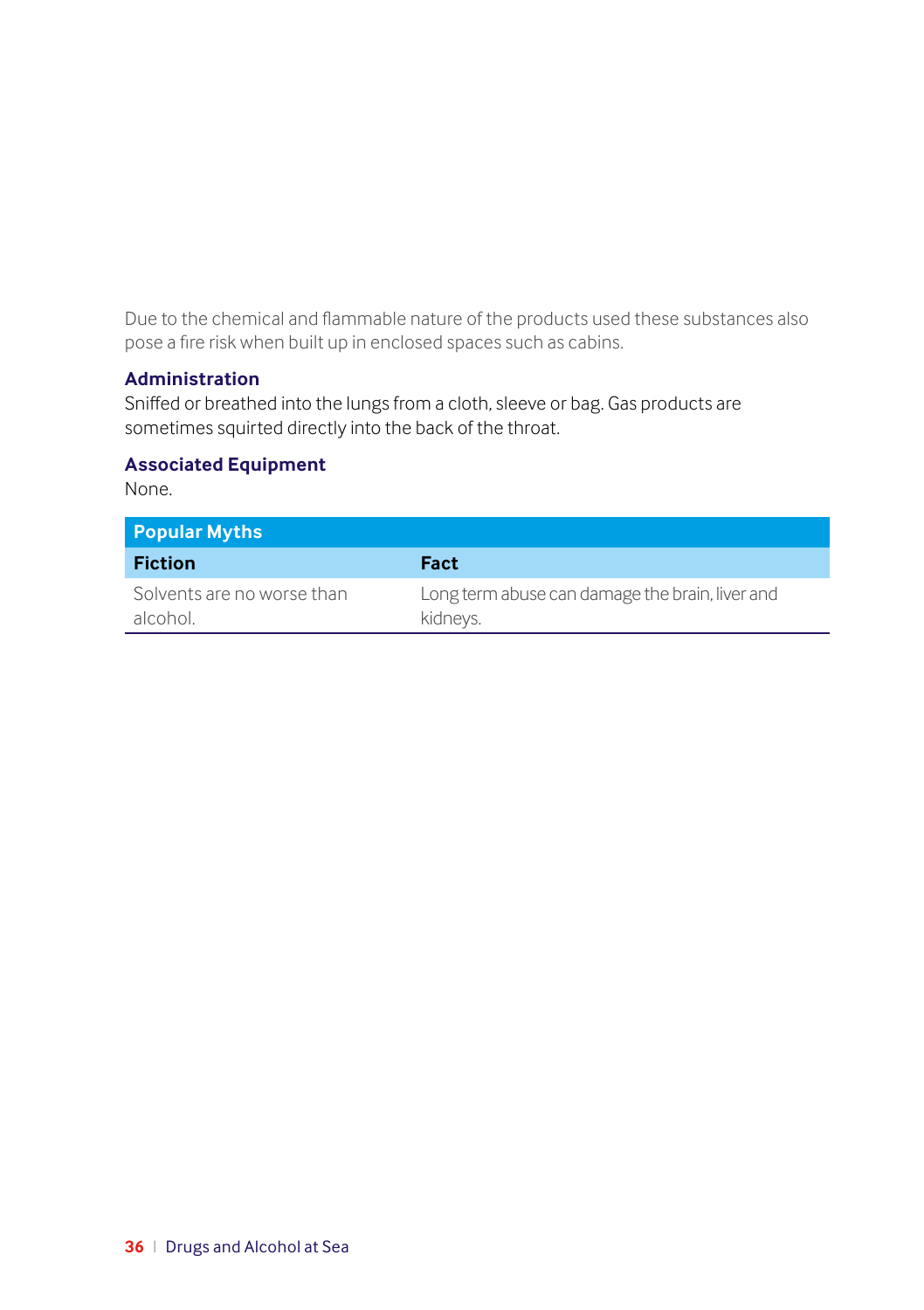Due to the chemical and flammable nature of the products used these substances also pose a fire risk when built up in enclosed spaces such as cabins.

### Administration

Sniffed or breathed into the lungs from a cloth, sleeve or bag. Gas products are sometimes squirted directly into the back of the throat.

### Associated Equipment

None.

| Popular Myths | |
|---|---|
| **Fiction** | **Fact** |
| Solvents are no worse than alcohol. | Long term abuse can damage the brain, liver and kidneys. |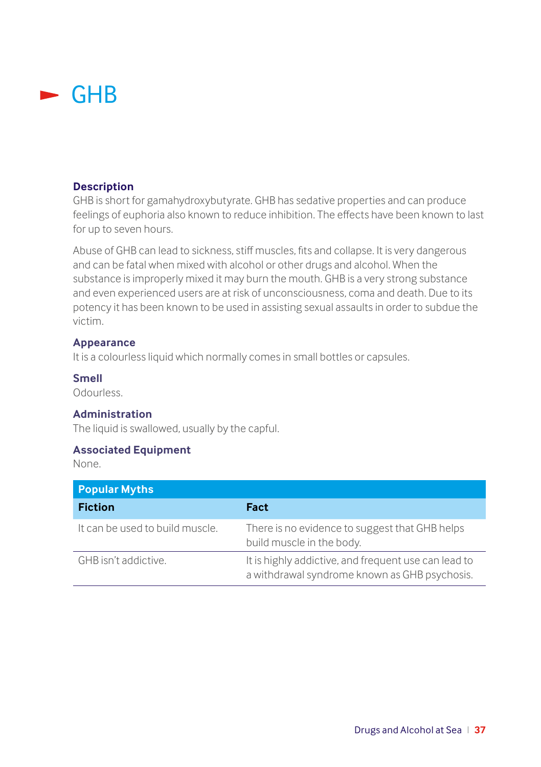# GHB

### Description

GHB is short for gamahydroxybutyrate. GHB has sedative properties and can produce feelings of euphoria also known to reduce inhibition. The effects have been known to last for up to seven hours.

Abuse of GHB can lead to sickness, stiff muscles, fits and collapse. It is very dangerous and can be fatal when mixed with alcohol or other drugs and alcohol. When the substance is improperly mixed it may burn the mouth. GHB is a very strong substance and even experienced users are at risk of unconsciousness, coma and death. Due to its potency it has been known to be used in assisting sexual assaults in order to subdue the victim.

### Appearance

It is a colourless liquid which normally comes in small bottles or capsules.

### Smell

Odourless.

### Administration

The liquid is swallowed, usually by the capful.

### Associated Equipment

None.

| Popular Myths | |
|---|---|
| **Fiction** | **Fact** |
| It can be used to build muscle. | There is no evidence to suggest that GHB helps build muscle in the body. |
| GHB isn't addictive. | It is highly addictive, and frequent use can lead to a withdrawal syndrome known as GHB psychosis. |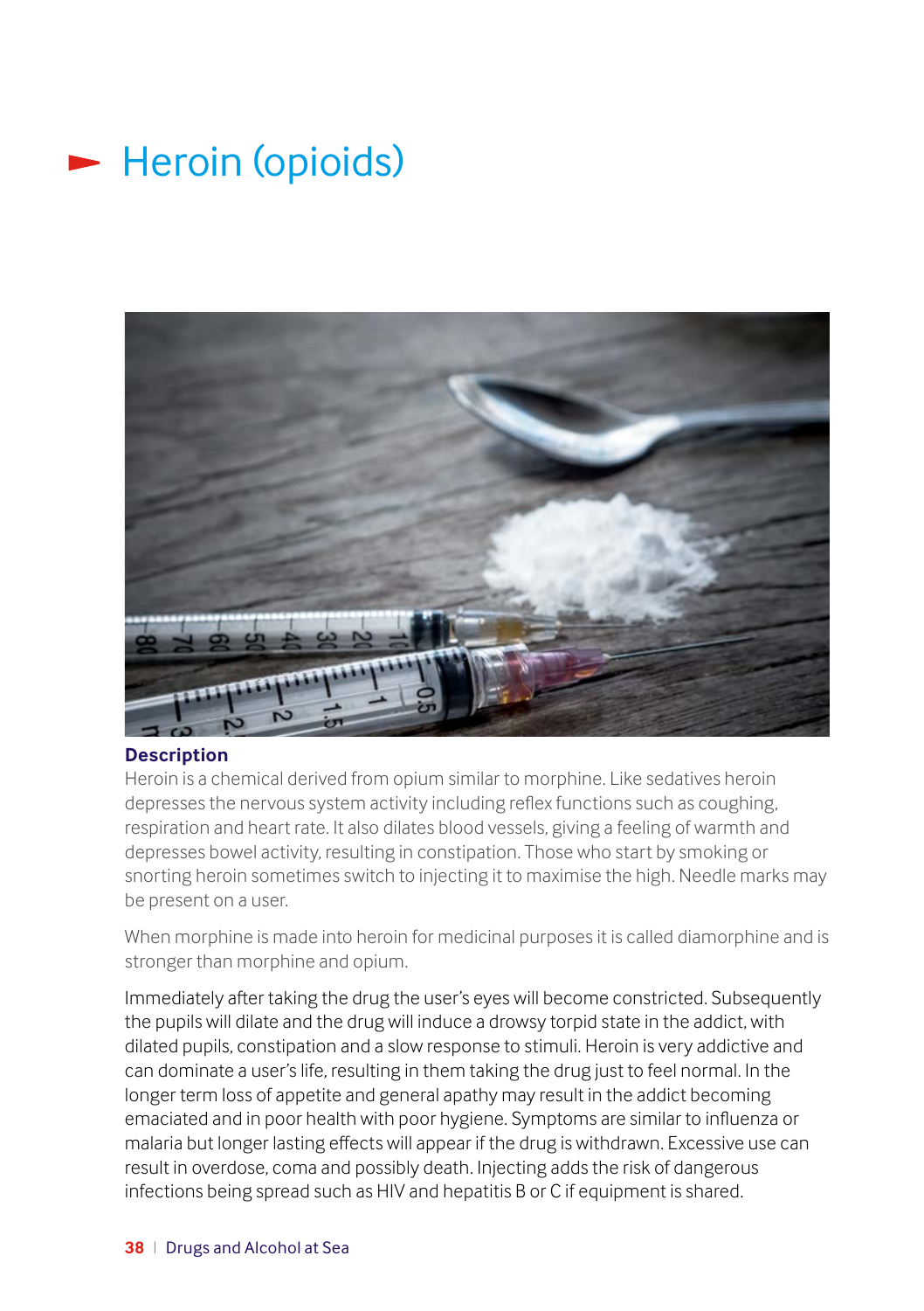# Heroin (opioids)

**Description**

Heroin is a chemical derived from opium similar to morphine. Like sedatives heroin depresses the nervous system activity including reflex functions such as coughing, respiration and heart rate. It also dilates blood vessels, giving a feeling of warmth and depresses bowel activity, resulting in constipation. Those who start by smoking or snorting heroin sometimes switch to injecting it to maximise the high. Needle marks may be present on a user.

When morphine is made into heroin for medicinal purposes it is called diamorphine and is stronger than morphine and opium.

Immediately after taking the drug the user's eyes will become constricted. Subsequently the pupils will dilate and the drug will induce a drowsy torpid state in the addict, with dilated pupils, constipation and a slow response to stimuli. Heroin is very addictive and can dominate a user's life, resulting in them taking the drug just to feel normal. In the longer term loss of appetite and general apathy may result in the addict becoming emaciated and in poor health with poor hygiene. Symptoms are similar to influenza or malaria but longer lasting effects will appear if the drug is withdrawn. Excessive use can result in overdose, coma and possibly death. Injecting adds the risk of dangerous infections being spread such as HIV and hepatitis B or C if equipment is shared.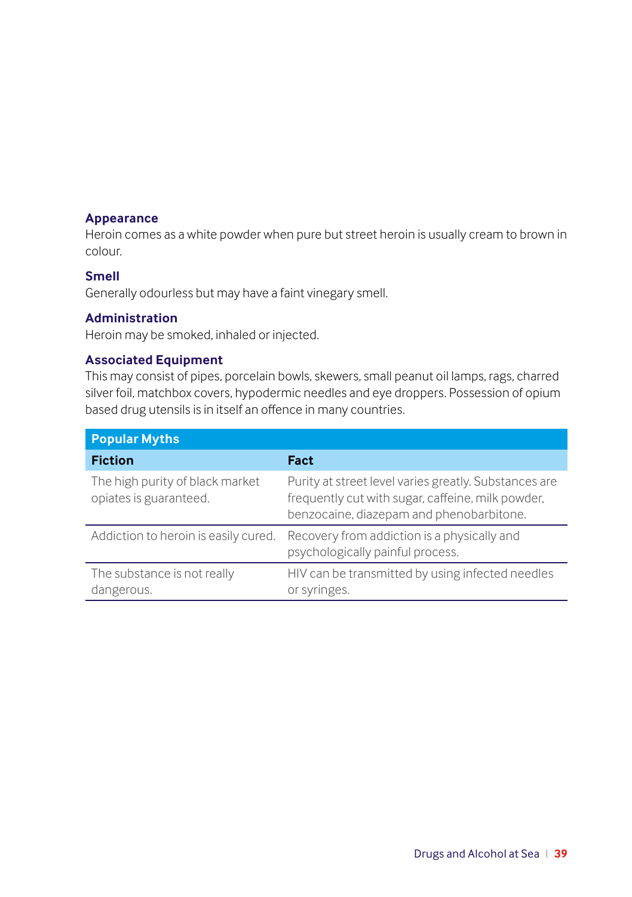### Appearance

Heroin comes as a white powder when pure but street heroin is usually cream to brown in colour.

### Smell

Generally odourless but may have a faint vinegary smell.

### Administration

Heroin may be smoked, inhaled or injected.

### Associated Equipment

This may consist of pipes, porcelain bowls, skewers, small peanut oil lamps, rags, charred silver foil, matchbox covers, hypodermic needles and eye droppers. Possession of opium based drug utensils is in itself an offence in many countries.

| Popular Myths | |
|---|---|
| **Fiction** | **Fact** |
| The high purity of black market opiates is guaranteed. | Purity at street level varies greatly. Substances are frequently cut with sugar, caffeine, milk powder, benzocaine, diazepam and phenobarbitone. |
| Addiction to heroin is easily cured. | Recovery from addiction is a physically and psychologically painful process. |
| The substance is not really dangerous. | HIV can be transmitted by using infected needles or syringes. |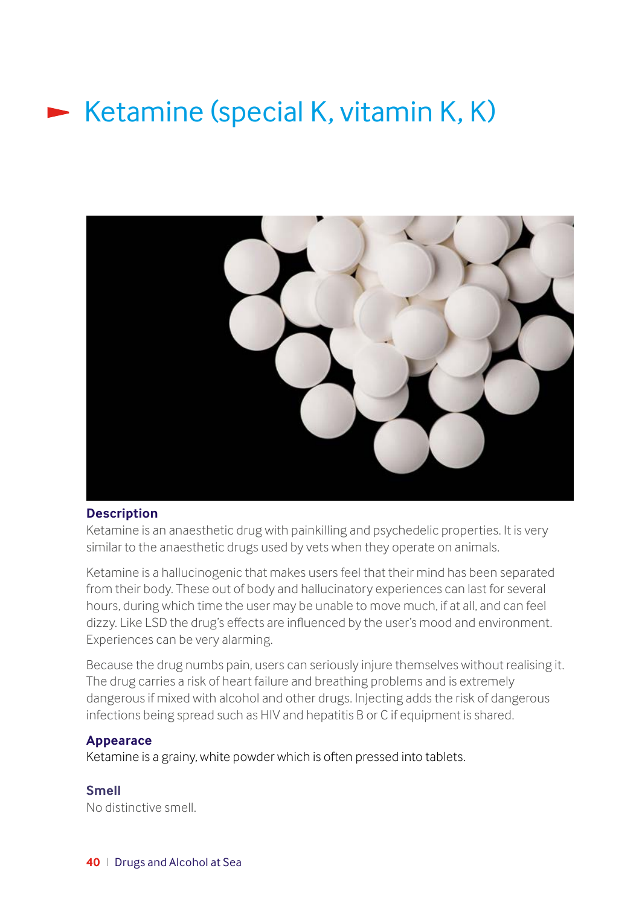# Ketamine (special K, vitamin K, K)

### Description

Ketamine is an anaesthetic drug with painkilling and psychedelic properties. It is very similar to the anaesthetic drugs used by vets when they operate on animals.

Ketamine is a hallucinogenic that makes users feel that their mind has been separated from their body. These out of body and hallucinatory experiences can last for several hours, during which time the user may be unable to move much, if at all, and can feel dizzy. Like LSD the drug's effects are influenced by the user's mood and environment. Experiences can be very alarming.

Because the drug numbs pain, users can seriously injure themselves without realising it. The drug carries a risk of heart failure and breathing problems and is extremely dangerous if mixed with alcohol and other drugs. Injecting adds the risk of dangerous infections being spread such as HIV and hepatitis B or C if equipment is shared.

### Appearace

Ketamine is a grainy, white powder which is often pressed into tablets.

### Smell

No distinctive smell.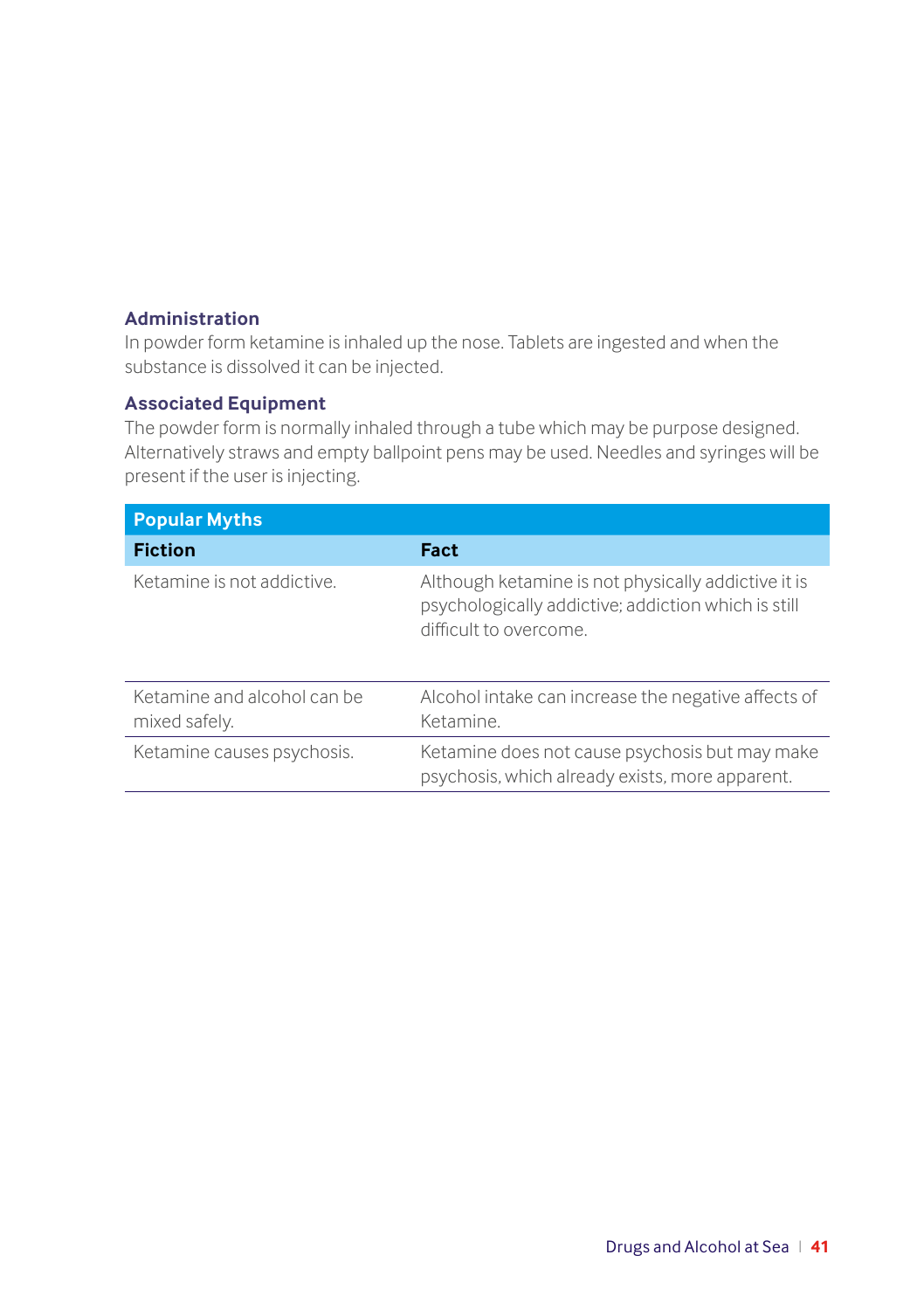### Administration

In powder form ketamine is inhaled up the nose. Tablets are ingested and when the substance is dissolved it can be injected.

### Associated Equipment

The powder form is normally inhaled through a tube which may be purpose designed. Alternatively straws and empty ballpoint pens may be used. Needles and syringes will be present if the user is injecting.

| Popular Myths | |
|---|---|
| **Fiction** | **Fact** |
| Ketamine is not addictive. | Although ketamine is not physically addictive it is psychologically addictive; addiction which is still difficult to overcome. |
| Ketamine and alcohol can be mixed safely. | Alcohol intake can increase the negative affects of Ketamine. |
| Ketamine causes psychosis. | Ketamine does not cause psychosis but may make psychosis, which already exists, more apparent. |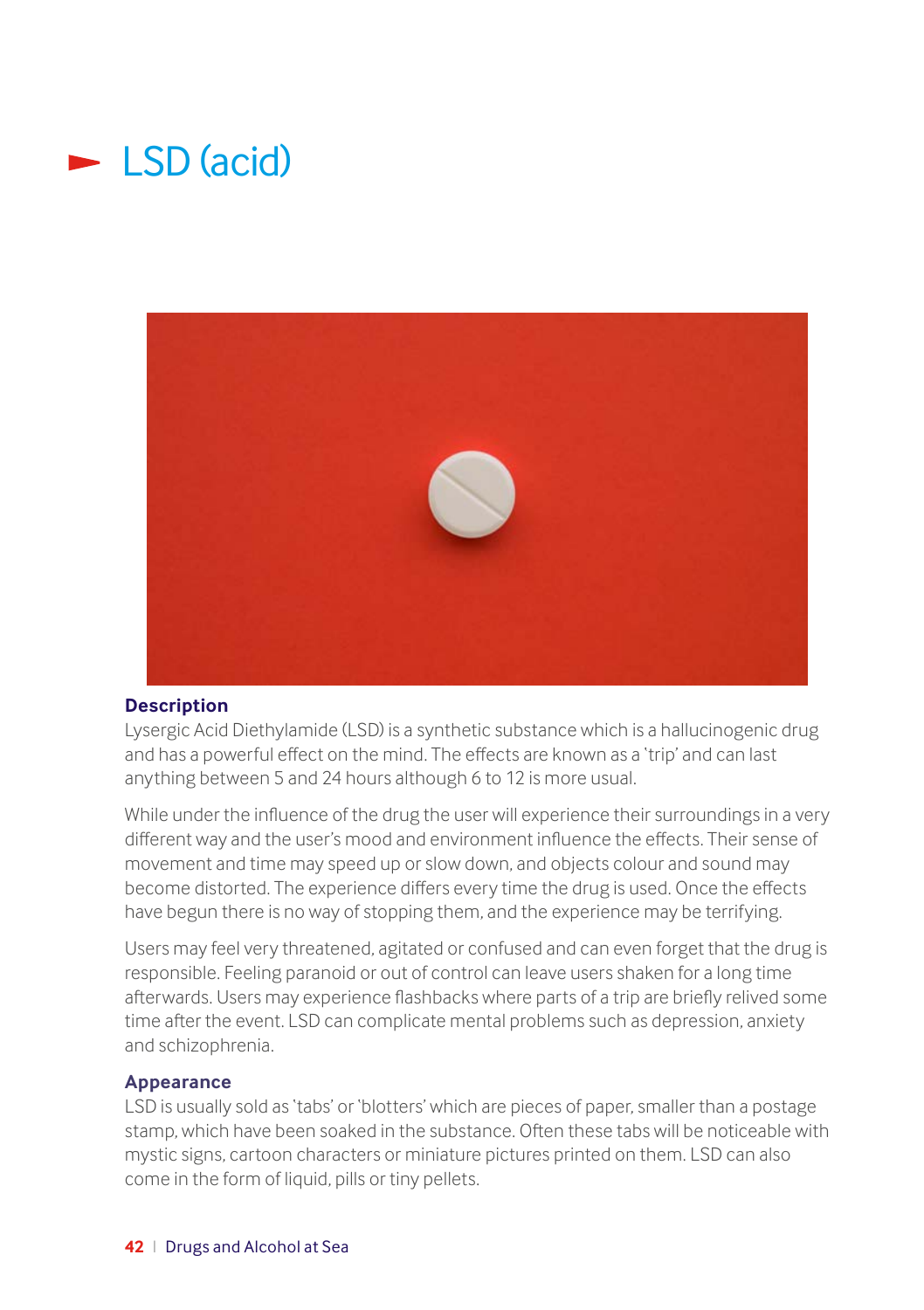# LSD (acid)

### Description

Lysergic Acid Diethylamide (LSD) is a synthetic substance which is a hallucinogenic drug and has a powerful effect on the mind. The effects are known as a 'trip' and can last anything between 5 and 24 hours although 6 to 12 is more usual.

While under the influence of the drug the user will experience their surroundings in a very different way and the user's mood and environment influence the effects. Their sense of movement and time may speed up or slow down, and objects colour and sound may become distorted. The experience differs every time the drug is used. Once the effects have begun there is no way of stopping them, and the experience may be terrifying.

Users may feel very threatened, agitated or confused and can even forget that the drug is responsible. Feeling paranoid or out of control can leave users shaken for a long time afterwards. Users may experience flashbacks where parts of a trip are briefly relived some time after the event. LSD can complicate mental problems such as depression, anxiety and schizophrenia.

### Appearance

LSD is usually sold as 'tabs' or 'blotters' which are pieces of paper, smaller than a postage stamp, which have been soaked in the substance. Often these tabs will be noticeable with mystic signs, cartoon characters or miniature pictures printed on them. LSD can also come in the form of liquid, pills or tiny pellets.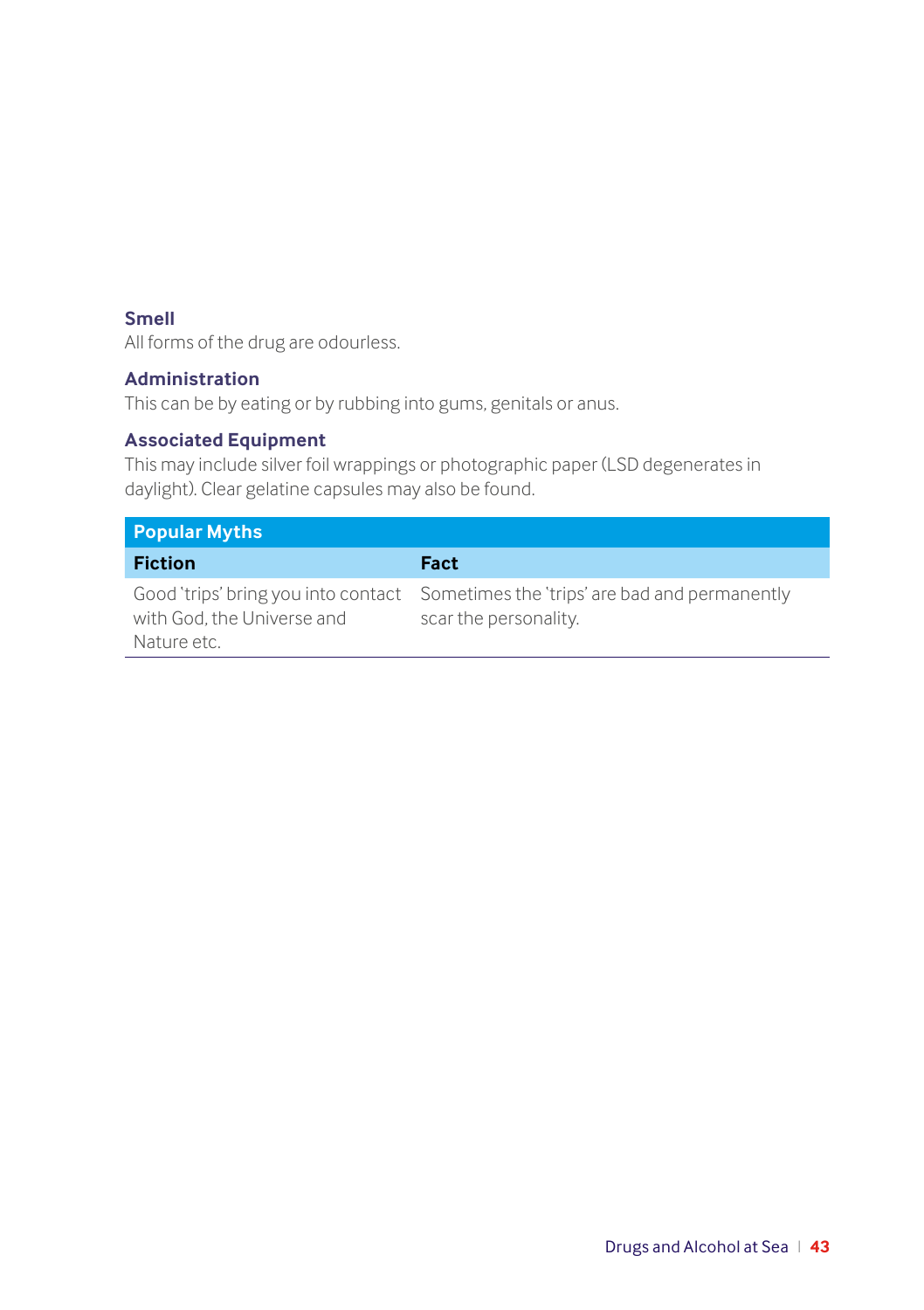### Smell

All forms of the drug are odourless.

### Administration

This can be by eating or by rubbing into gums, genitals or anus.

### Associated Equipment

This may include silver foil wrappings or photographic paper (LSD degenerates in daylight). Clear gelatine capsules may also be found.

| Popular Myths | |
|---|---|
| **Fiction** | **Fact** |
| Good 'trips' bring you into contact with God, the Universe and Nature etc. | Sometimes the 'trips' are bad and permanently scar the personality. |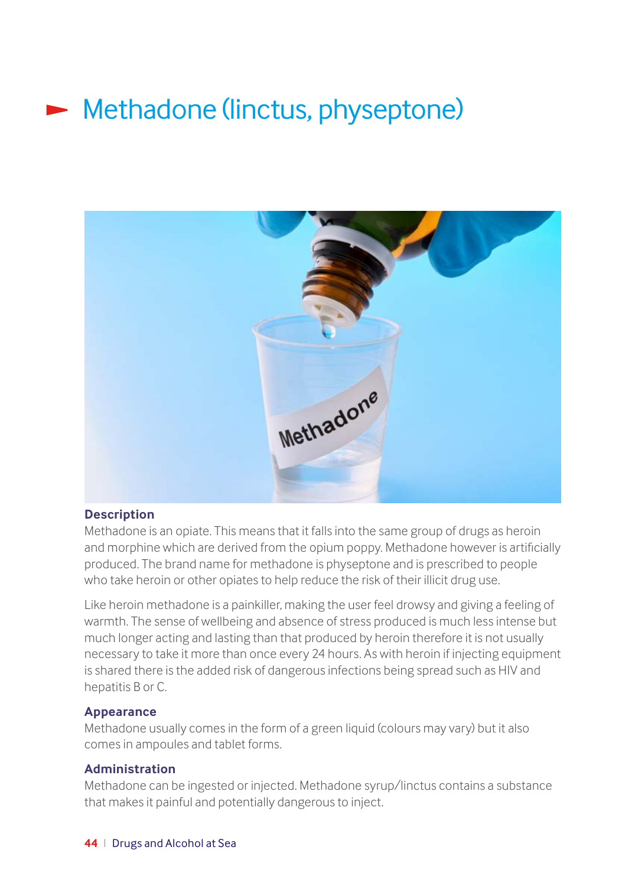# Methadone (linctus, physeptone)

### Description

Methadone is an opiate. This means that it falls into the same group of drugs as heroin and morphine which are derived from the opium poppy. Methadone however is artificially produced. The brand name for methadone is physeptone and is prescribed to people who take heroin or other opiates to help reduce the risk of their illicit drug use.

Like heroin methadone is a painkiller, making the user feel drowsy and giving a feeling of warmth. The sense of wellbeing and absence of stress produced is much less intense but much longer acting and lasting than that produced by heroin therefore it is not usually necessary to take it more than once every 24 hours. As with heroin if injecting equipment is shared there is the added risk of dangerous infections being spread such as HIV and hepatitis B or C.

### Appearance

Methadone usually comes in the form of a green liquid (colours may vary) but it also comes in ampoules and tablet forms.

### Administration

Methadone can be ingested or injected. Methadone syrup/linctus contains a substance that makes it painful and potentially dangerous to inject.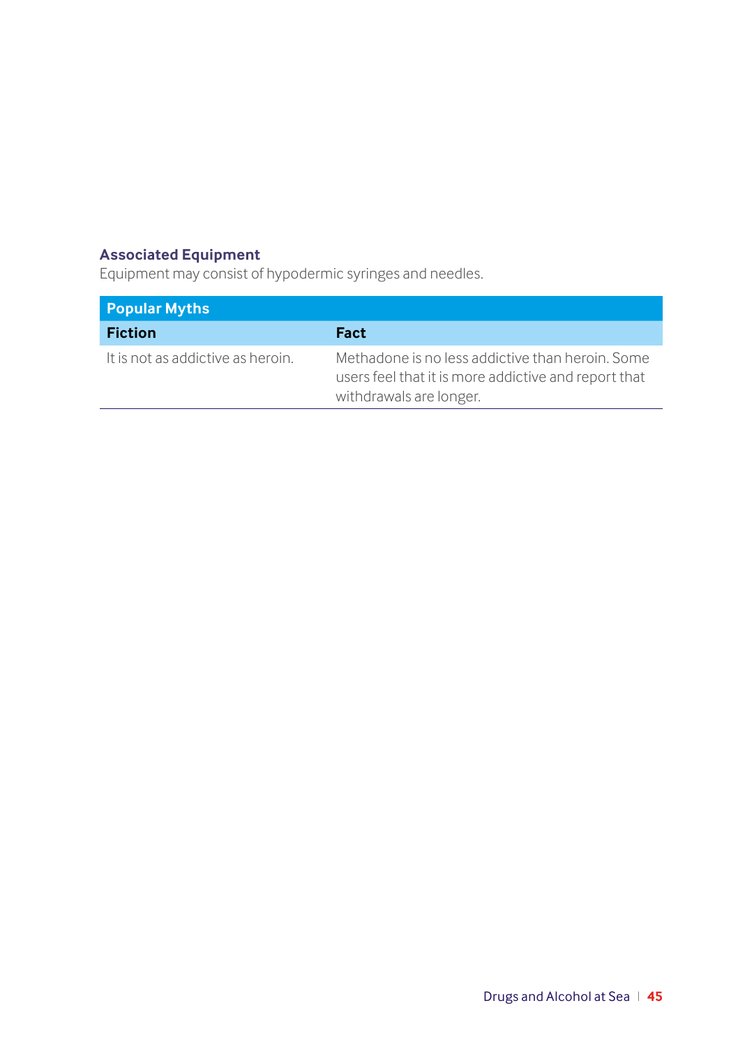### Associated Equipment

Equipment may consist of hypodermic syringes and needles.

| Popular Myths | |
|---|---|
| **Fiction** | **Fact** |
| It is not as addictive as heroin. | Methadone is no less addictive than heroin. Some users feel that it is more addictive and report that withdrawals are longer. |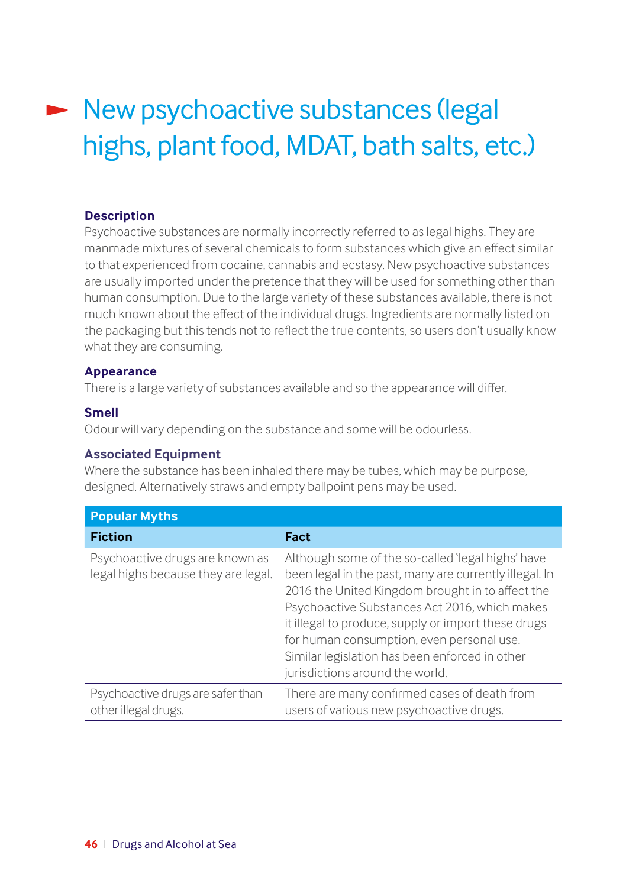# New psychoactive substances (legal highs, plant food, MDAT, bath salts, etc.)

**Description**

Psychoactive substances are normally incorrectly referred to as legal highs. They are manmade mixtures of several chemicals to form substances which give an effect similar to that experienced from cocaine, cannabis and ecstasy. New psychoactive substances are usually imported under the pretence that they will be used for something other than human consumption. Due to the large variety of these substances available, there is not much known about the effect of the individual drugs. Ingredients are normally listed on the packaging but this tends not to reflect the true contents, so users don't usually know what they are consuming.

**Appearance**

There is a large variety of substances available and so the appearance will differ.

**Smell**

Odour will vary depending on the substance and some will be odourless.

**Associated Equipment**

Where the substance has been inhaled there may be tubes, which may be purpose, designed. Alternatively straws and empty ballpoint pens may be used.

| Popular Myths | |
|---|---|
| **Fiction** | **Fact** |
| Psychoactive drugs are known as legal highs because they are legal. | Although some of the so-called 'legal highs' have been legal in the past, many are currently illegal. In 2016 the United Kingdom brought in to affect the Psychoactive Substances Act 2016, which makes it illegal to produce, supply or import these drugs for human consumption, even personal use. Similar legislation has been enforced in other jurisdictions around the world. |
| Psychoactive drugs are safer than other illegal drugs. | There are many confirmed cases of death from users of various new psychoactive drugs. |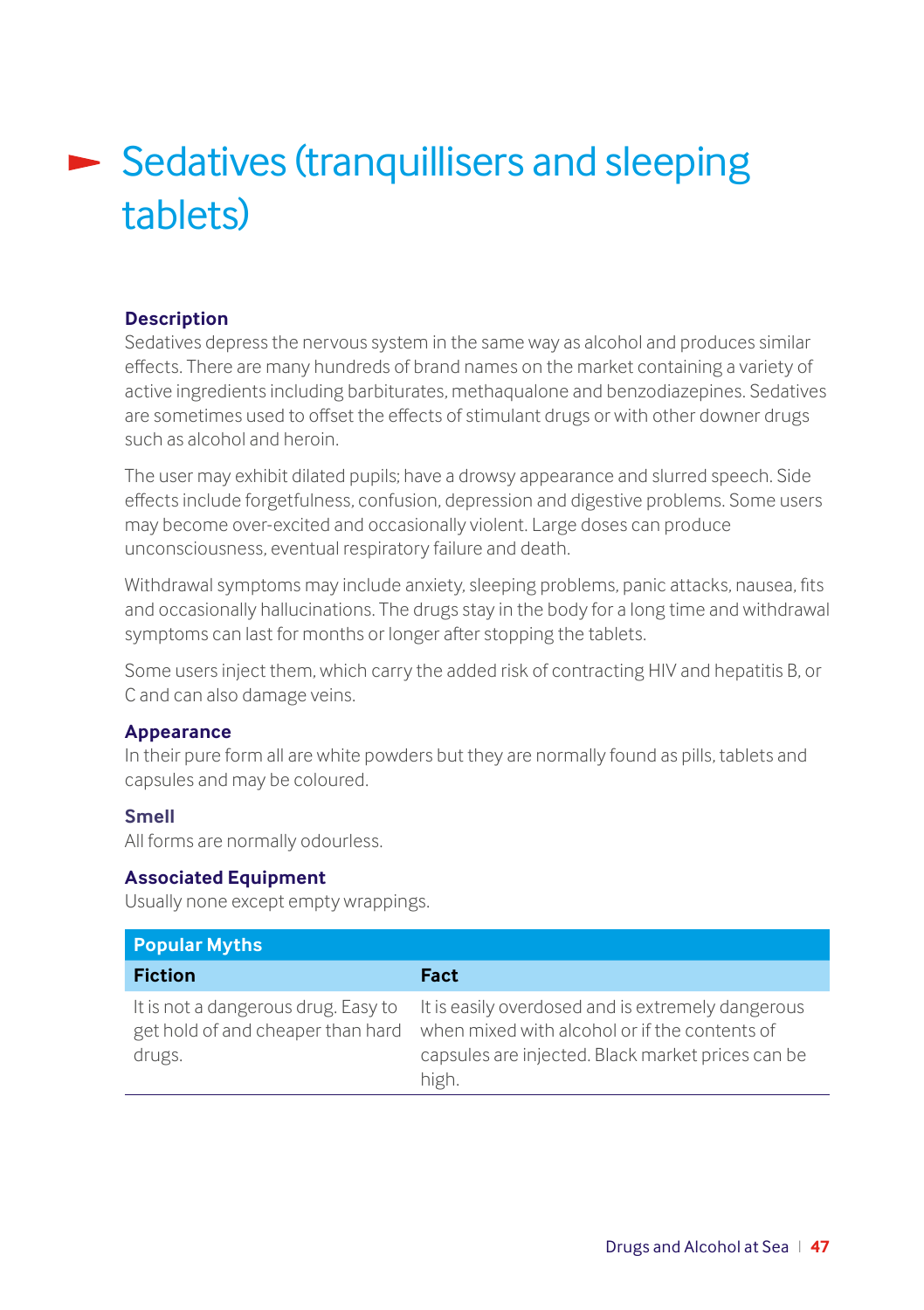# Sedatives (tranquillisers and sleeping tablets)

### Description

Sedatives depress the nervous system in the same way as alcohol and produces similar effects. There are many hundreds of brand names on the market containing a variety of active ingredients including barbiturates, methaqualone and benzodiazepines. Sedatives are sometimes used to offset the effects of stimulant drugs or with other downer drugs such as alcohol and heroin.

The user may exhibit dilated pupils; have a drowsy appearance and slurred speech. Side effects include forgetfulness, confusion, depression and digestive problems. Some users may become over-excited and occasionally violent. Large doses can produce unconsciousness, eventual respiratory failure and death.

Withdrawal symptoms may include anxiety, sleeping problems, panic attacks, nausea, fits and occasionally hallucinations. The drugs stay in the body for a long time and withdrawal symptoms can last for months or longer after stopping the tablets.

Some users inject them, which carry the added risk of contracting HIV and hepatitis B, or C and can also damage veins.

### Appearance

In their pure form all are white powders but they are normally found as pills, tablets and capsules and may be coloured.

### Smell

All forms are normally odourless.

### Associated Equipment

Usually none except empty wrappings.

| Popular Myths | |
|---|---|
| **Fiction** | **Fact** |
| It is not a dangerous drug. Easy to get hold of and cheaper than hard drugs. | It is easily overdosed and is extremely dangerous when mixed with alcohol or if the contents of capsules are injected. Black market prices can be high. |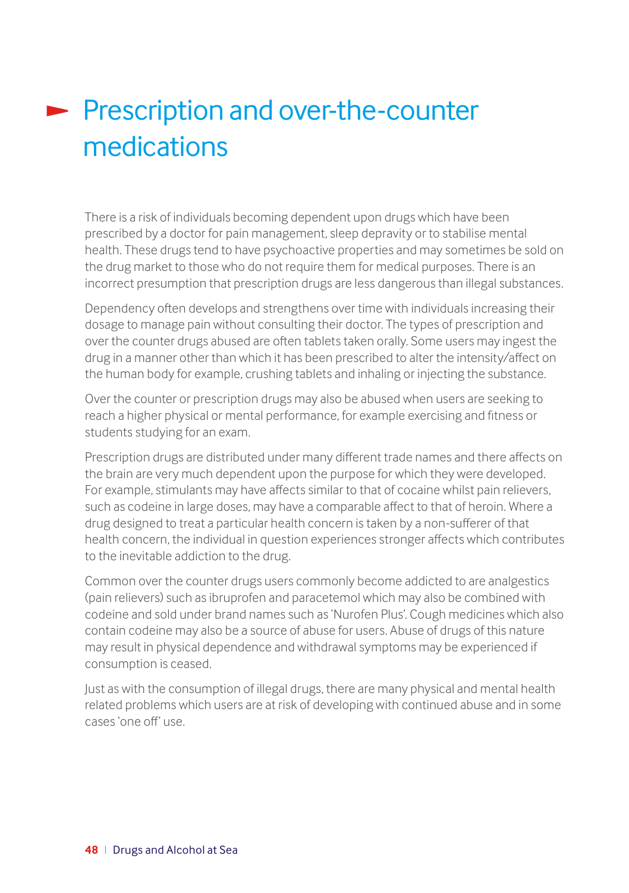# Prescription and over-the-counter medications

There is a risk of individuals becoming dependent upon drugs which have been prescribed by a doctor for pain management, sleep depravity or to stabilise mental health. These drugs tend to have psychoactive properties and may sometimes be sold on the drug market to those who do not require them for medical purposes. There is an incorrect presumption that prescription drugs are less dangerous than illegal substances.

Dependency often develops and strengthens over time with individuals increasing their dosage to manage pain without consulting their doctor. The types of prescription and over the counter drugs abused are often tablets taken orally. Some users may ingest the drug in a manner other than which it has been prescribed to alter the intensity/affect on the human body for example, crushing tablets and inhaling or injecting the substance.

Over the counter or prescription drugs may also be abused when users are seeking to reach a higher physical or mental performance, for example exercising and fitness or students studying for an exam.

Prescription drugs are distributed under many different trade names and there affects on the brain are very much dependent upon the purpose for which they were developed. For example, stimulants may have affects similar to that of cocaine whilst pain relievers, such as codeine in large doses, may have a comparable affect to that of heroin. Where a drug designed to treat a particular health concern is taken by a non-sufferer of that health concern, the individual in question experiences stronger affects which contributes to the inevitable addiction to the drug.

Common over the counter drugs users commonly become addicted to are analgestics (pain relievers) such as ibruprofen and paracetemol which may also be combined with codeine and sold under brand names such as 'Nurofen Plus'. Cough medicines which also contain codeine may also be a source of abuse for users. Abuse of drugs of this nature may result in physical dependence and withdrawal symptoms may be experienced if consumption is ceased.

Just as with the consumption of illegal drugs, there are many physical and mental health related problems which users are at risk of developing with continued abuse and in some cases 'one off' use.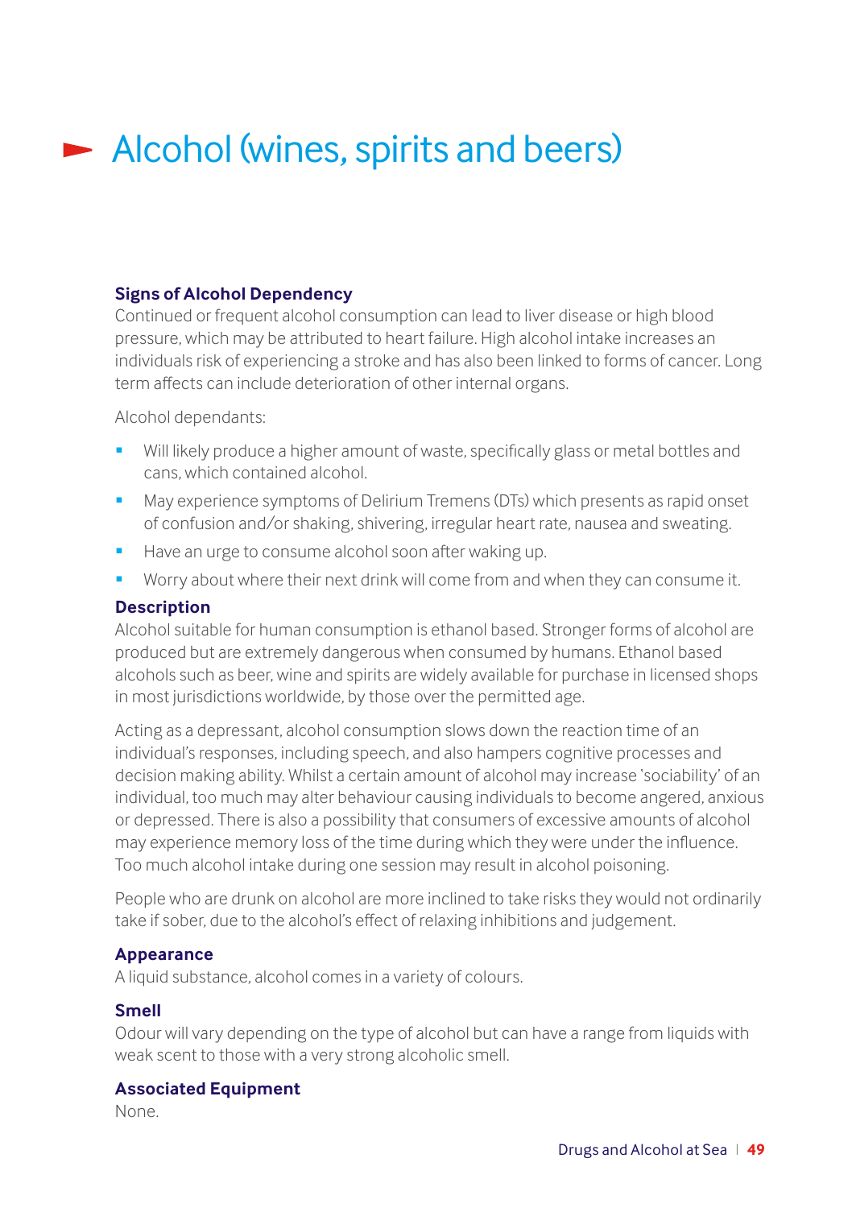# Alcohol (wines, spirits and beers)

### Signs of Alcohol Dependency

Continued or frequent alcohol consumption can lead to liver disease or high blood pressure, which may be attributed to heart failure. High alcohol intake increases an individuals risk of experiencing a stroke and has also been linked to forms of cancer. Long term affects can include deterioration of other internal organs.

Alcohol dependants:

- Will likely produce a higher amount of waste, specifically glass or metal bottles and cans, which contained alcohol.
- May experience symptoms of Delirium Tremens (DTs) which presents as rapid onset of confusion and/or shaking, shivering, irregular heart rate, nausea and sweating.
- Have an urge to consume alcohol soon after waking up.
- Worry about where their next drink will come from and when they can consume it.

### Description

Alcohol suitable for human consumption is ethanol based. Stronger forms of alcohol are produced but are extremely dangerous when consumed by humans. Ethanol based alcohols such as beer, wine and spirits are widely available for purchase in licensed shops in most jurisdictions worldwide, by those over the permitted age.

Acting as a depressant, alcohol consumption slows down the reaction time of an individual's responses, including speech, and also hampers cognitive processes and decision making ability. Whilst a certain amount of alcohol may increase 'sociability' of an individual, too much may alter behaviour causing individuals to become angered, anxious or depressed. There is also a possibility that consumers of excessive amounts of alcohol may experience memory loss of the time during which they were under the influence. Too much alcohol intake during one session may result in alcohol poisoning.

People who are drunk on alcohol are more inclined to take risks they would not ordinarily take if sober, due to the alcohol's effect of relaxing inhibitions and judgement.

### Appearance

A liquid substance, alcohol comes in a variety of colours.

### Smell

Odour will vary depending on the type of alcohol but can have a range from liquids with weak scent to those with a very strong alcoholic smell.

### Associated Equipment

None.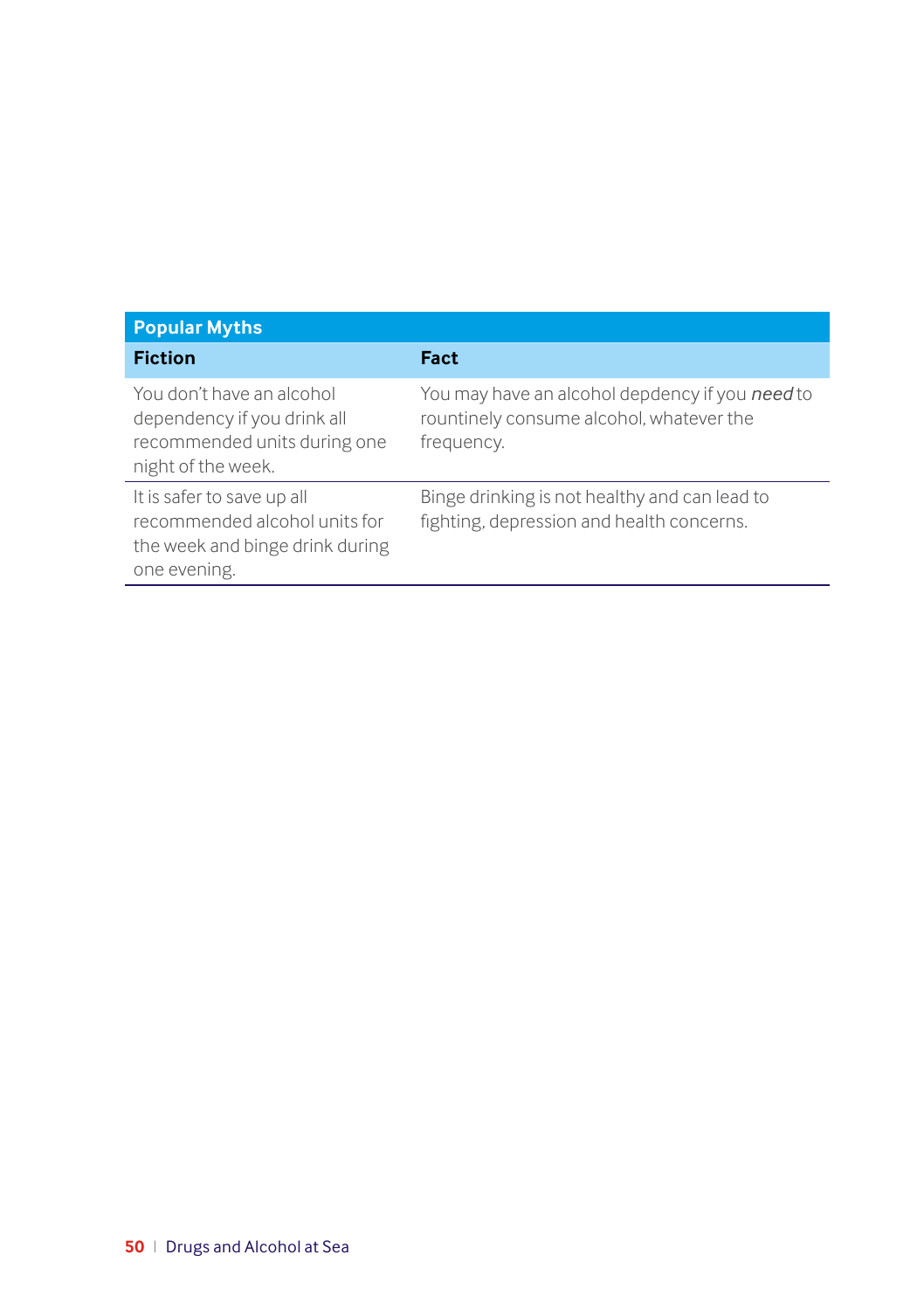| Popular Myths | |
|---|---|
| **Fiction** | **Fact** |
| You don't have an alcohol dependency if you drink all recommended units during one night of the week. | You may have an alcohol depdency if you *need* to rountinely consume alcohol, whatever the frequency. |
| It is safer to save up all recommended alcohol units for the week and binge drink during one evening. | Binge drinking is not healthy and can lead to fighting, depression and health concerns. |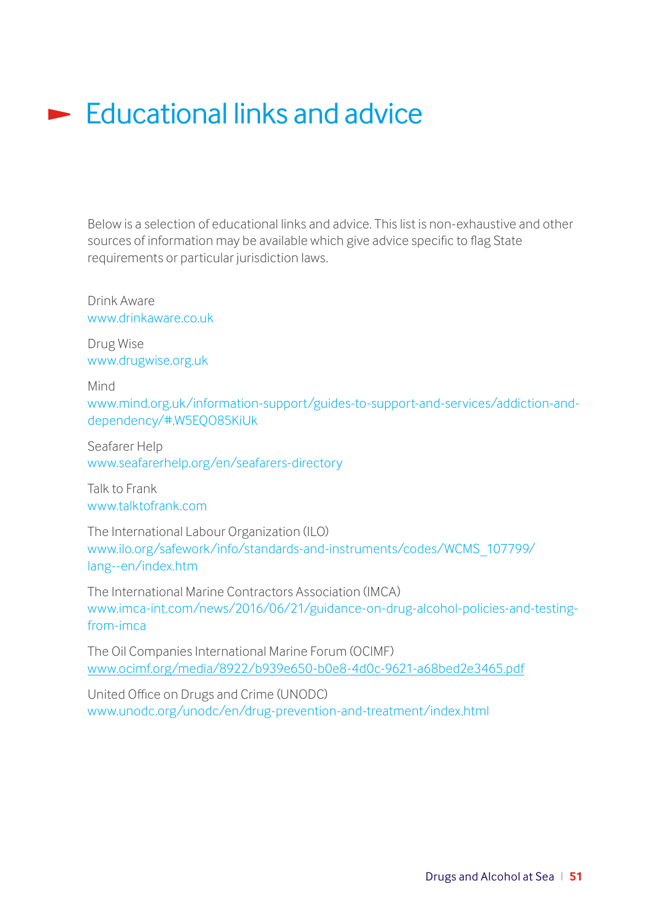# Educational links and advice

Below is a selection of educational links and advice. This list is non-exhaustive and other sources of information may be available which give advice specific to flag State requirements or particular jurisdiction laws.

Drink Aware
www.drinkaware.co.uk

Drug Wise
www.drugwise.org.uk

Mind
www.mind.org.uk/information-support/guides-to-support-and-services/addiction-and-dependency/#.W5EQO85KiUk

Seafarer Help
www.seafarerhelp.org/en/seafarers-directory

Talk to Frank
www.talktofrank.com

The International Labour Organization (ILO)
www.ilo.org/safework/info/standards-and-instruments/codes/WCMS_107799/lang--en/index.htm

The International Marine Contractors Association (IMCA)
www.imca-int.com/news/2016/06/21/guidance-on-drug-alcohol-policies-and-testing-from-imca

The Oil Companies International Marine Forum (OCIMF)
www.ocimf.org/media/8922/b939e650-b0e8-4d0c-9621-a68bed2e3465.pdf

United Office on Drugs and Crime (UNODC)
www.unodc.org/unodc/en/drug-prevention-and-treatment/index.html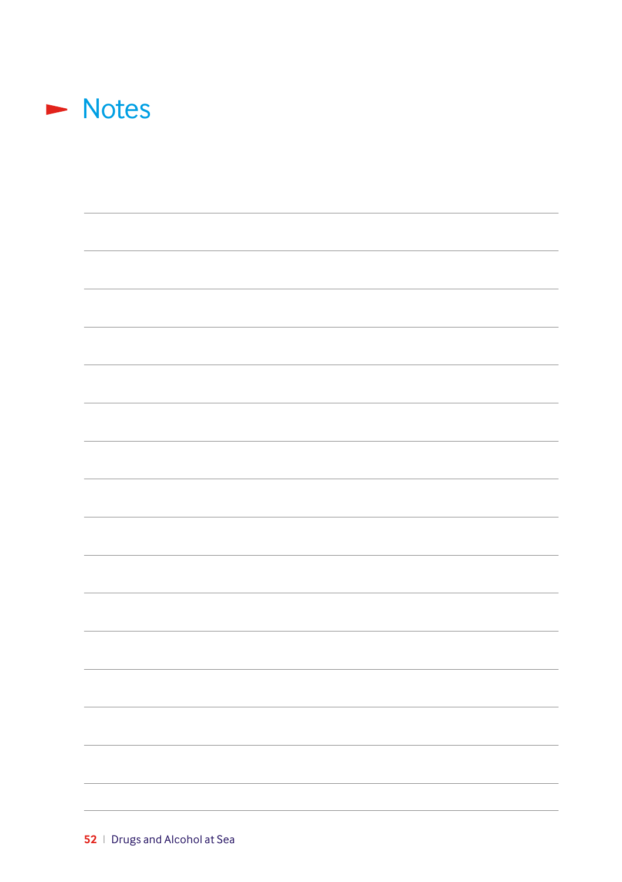# Notes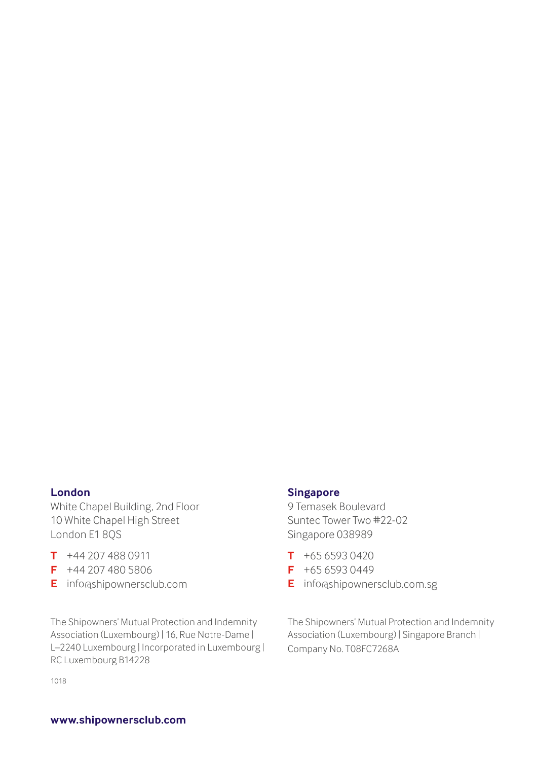**London**

White Chapel Building, 2nd Floor
10 White Chapel High Street
London E1 8QS

**T** +44 207 488 0911
**F** +44 207 480 5806
**E** info@shipownersclub.com

The Shipowners' Mutual Protection and Indemnity Association (Luxembourg) | 16, Rue Notre-Dame | L–2240 Luxembourg | Incorporated in Luxembourg | RC Luxembourg B14228

**Singapore**

9 Temasek Boulevard
Suntec Tower Two #22-02
Singapore 038989

**T** +65 6593 0420
**F** +65 6593 0449
**E** info@shipownersclub.com.sg

The Shipowners' Mutual Protection and Indemnity Association (Luxembourg) | Singapore Branch | Company No. T08FC7268A

1018

**www.shipownersclub.com**